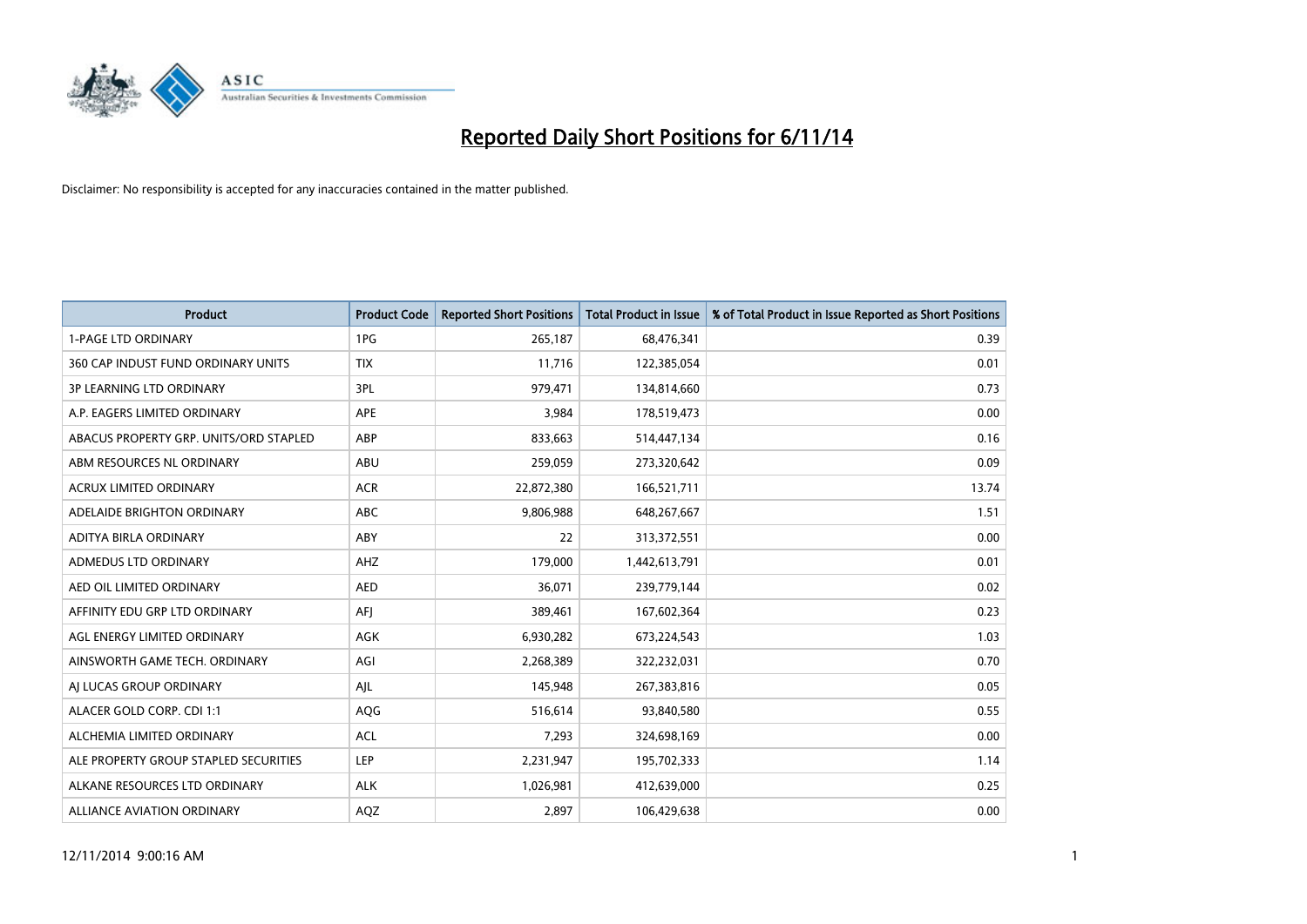# Reported Daily Short Positions for 6/11/14

Disclaimer: No responsibility is accepted for any inaccuracies contained in the matter published.

| Product | Product Code | Reported Short Positions | Total Product in Issue | % of Total Product in Issue Reported as Short Positions |
|---|---|---|---|---|
| 1-PAGE LTD ORDINARY | 1PG | 265,187 | 68,476,341 | 0.39 |
| 360 CAP INDUST FUND ORDINARY UNITS | TIX | 11,716 | 122,385,054 | 0.01 |
| 3P LEARNING LTD ORDINARY | 3PL | 979,471 | 134,814,660 | 0.73 |
| A.P. EAGERS LIMITED ORDINARY | APE | 3,984 | 178,519,473 | 0.00 |
| ABACUS PROPERTY GRP. UNITS/ORD STAPLED | ABP | 833,663 | 514,447,134 | 0.16 |
| ABM RESOURCES NL ORDINARY | ABU | 259,059 | 273,320,642 | 0.09 |
| ACRUX LIMITED ORDINARY | ACR | 22,872,380 | 166,521,711 | 13.74 |
| ADELAIDE BRIGHTON ORDINARY | ABC | 9,806,988 | 648,267,667 | 1.51 |
| ADITYA BIRLA ORDINARY | ABY | 22 | 313,372,551 | 0.00 |
| ADMEDUS LTD ORDINARY | AHZ | 179,000 | 1,442,613,791 | 0.01 |
| AED OIL LIMITED ORDINARY | AED | 36,071 | 239,779,144 | 0.02 |
| AFFINITY EDU GRP LTD ORDINARY | AFJ | 389,461 | 167,602,364 | 0.23 |
| AGL ENERGY LIMITED ORDINARY | AGK | 6,930,282 | 673,224,543 | 1.03 |
| AINSWORTH GAME TECH. ORDINARY | AGI | 2,268,389 | 322,232,031 | 0.70 |
| AJ LUCAS GROUP ORDINARY | AJL | 145,948 | 267,383,816 | 0.05 |
| ALACER GOLD CORP. CDI 1:1 | AQG | 516,614 | 93,840,580 | 0.55 |
| ALCHEMIA LIMITED ORDINARY | ACL | 7,293 | 324,698,169 | 0.00 |
| ALE PROPERTY GROUP STAPLED SECURITIES | LEP | 2,231,947 | 195,702,333 | 1.14 |
| ALKANE RESOURCES LTD ORDINARY | ALK | 1,026,981 | 412,639,000 | 0.25 |
| ALLIANCE AVIATION ORDINARY | AQZ | 2,897 | 106,429,638 | 0.00 |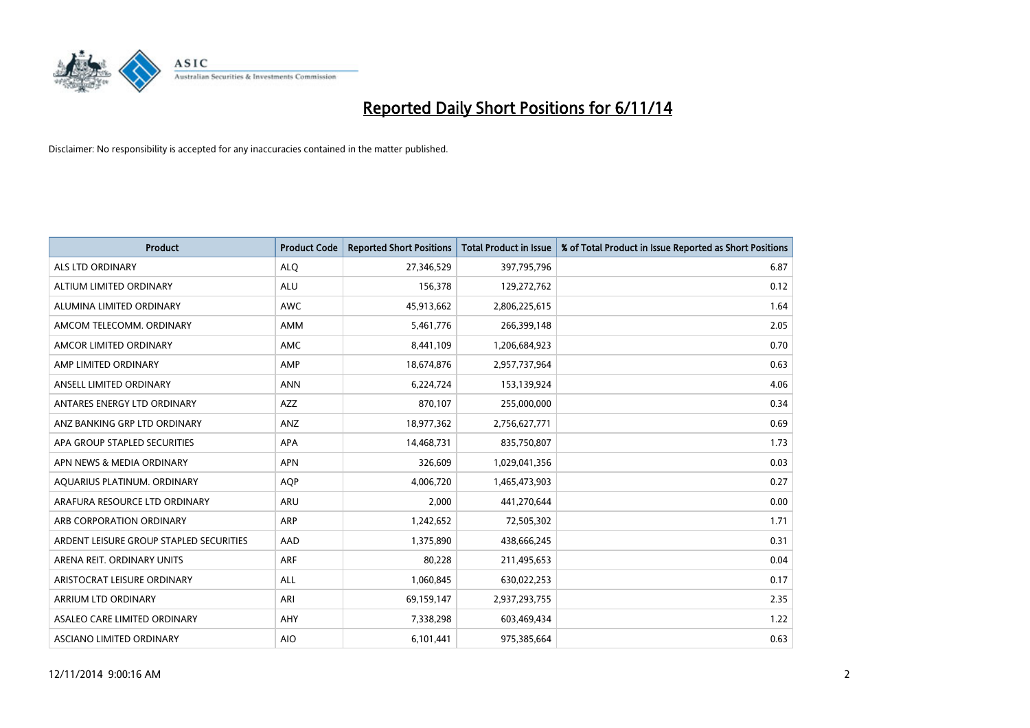# Reported Daily Short Positions for 6/11/14

Disclaimer: No responsibility is accepted for any inaccuracies contained in the matter published.

| Product | Product Code | Reported Short Positions | Total Product in Issue | % of Total Product in Issue Reported as Short Positions |
|---|---|---|---|---|
| ALS LTD ORDINARY | ALQ | 27,346,529 | 397,795,796 | 6.87 |
| ALTIUM LIMITED ORDINARY | ALU | 156,378 | 129,272,762 | 0.12 |
| ALUMINA LIMITED ORDINARY | AWC | 45,913,662 | 2,806,225,615 | 1.64 |
| AMCOM TELECOMM. ORDINARY | AMM | 5,461,776 | 266,399,148 | 2.05 |
| AMCOR LIMITED ORDINARY | AMC | 8,441,109 | 1,206,684,923 | 0.70 |
| AMP LIMITED ORDINARY | AMP | 18,674,876 | 2,957,737,964 | 0.63 |
| ANSELL LIMITED ORDINARY | ANN | 6,224,724 | 153,139,924 | 4.06 |
| ANTARES ENERGY LTD ORDINARY | AZZ | 870,107 | 255,000,000 | 0.34 |
| ANZ BANKING GRP LTD ORDINARY | ANZ | 18,977,362 | 2,756,627,771 | 0.69 |
| APA GROUP STAPLED SECURITIES | APA | 14,468,731 | 835,750,807 | 1.73 |
| APN NEWS & MEDIA ORDINARY | APN | 326,609 | 1,029,041,356 | 0.03 |
| AQUARIUS PLATINUM. ORDINARY | AQP | 4,006,720 | 1,465,473,903 | 0.27 |
| ARAFURA RESOURCE LTD ORDINARY | ARU | 2,000 | 441,270,644 | 0.00 |
| ARB CORPORATION ORDINARY | ARP | 1,242,652 | 72,505,302 | 1.71 |
| ARDENT LEISURE GROUP STAPLED SECURITIES | AAD | 1,375,890 | 438,666,245 | 0.31 |
| ARENA REIT. ORDINARY UNITS | ARF | 80,228 | 211,495,653 | 0.04 |
| ARISTOCRAT LEISURE ORDINARY | ALL | 1,060,845 | 630,022,253 | 0.17 |
| ARRIUM LTD ORDINARY | ARI | 69,159,147 | 2,937,293,755 | 2.35 |
| ASALEO CARE LIMITED ORDINARY | AHY | 7,338,298 | 603,469,434 | 1.22 |
| ASCIANO LIMITED ORDINARY | AIO | 6,101,441 | 975,385,664 | 0.63 |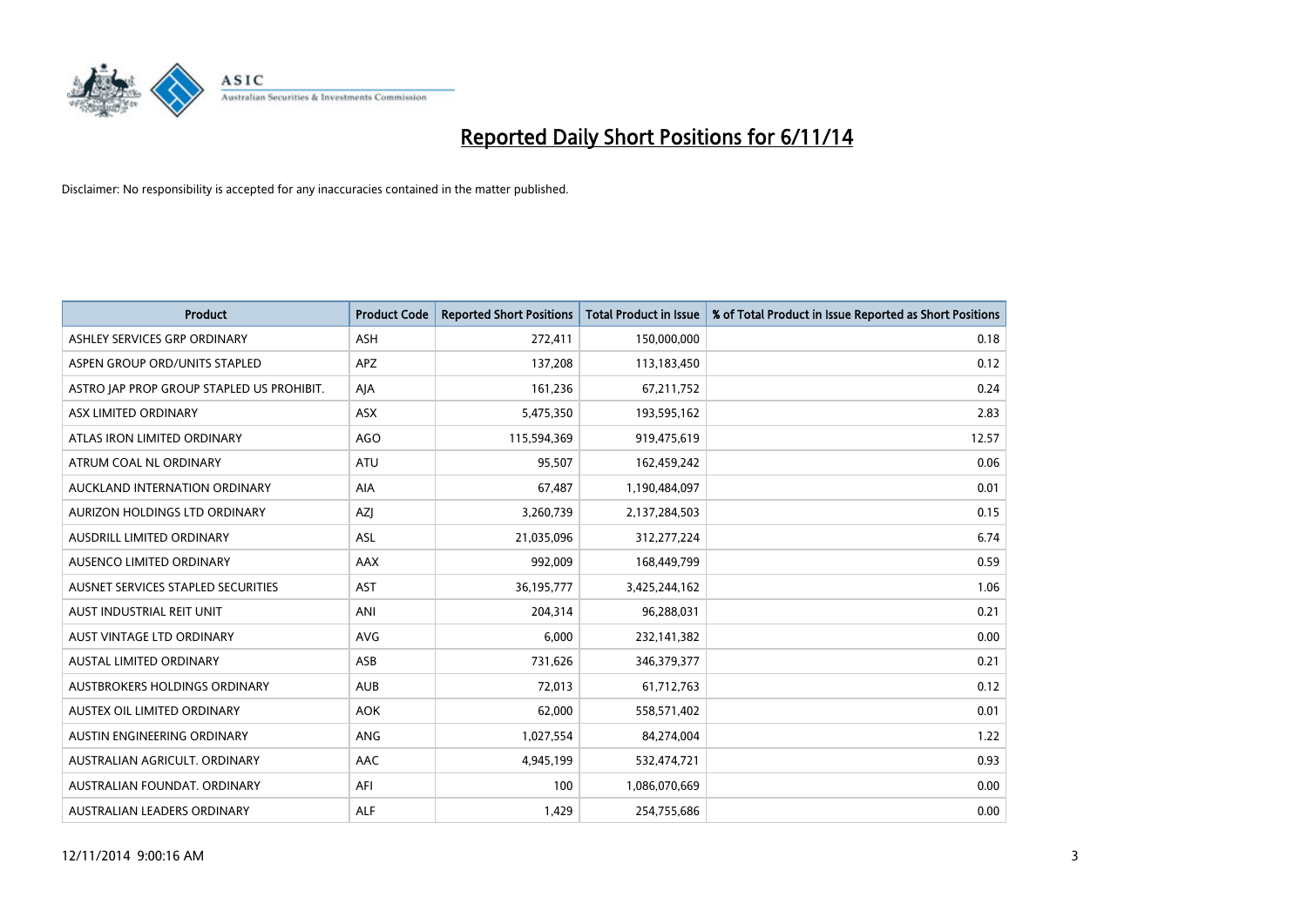# Reported Daily Short Positions for 6/11/14

Disclaimer: No responsibility is accepted for any inaccuracies contained in the matter published.

| Product | Product Code | Reported Short Positions | Total Product in Issue | % of Total Product in Issue Reported as Short Positions |
|---|---|---|---|---|
| ASHLEY SERVICES GRP ORDINARY | ASH | 272,411 | 150,000,000 | 0.18 |
| ASPEN GROUP ORD/UNITS STAPLED | APZ | 137,208 | 113,183,450 | 0.12 |
| ASTRO JAP PROP GROUP STAPLED US PROHIBIT. | AJA | 161,236 | 67,211,752 | 0.24 |
| ASX LIMITED ORDINARY | ASX | 5,475,350 | 193,595,162 | 2.83 |
| ATLAS IRON LIMITED ORDINARY | AGO | 115,594,369 | 919,475,619 | 12.57 |
| ATRUM COAL NL ORDINARY | ATU | 95,507 | 162,459,242 | 0.06 |
| AUCKLAND INTERNATION ORDINARY | AIA | 67,487 | 1,190,484,097 | 0.01 |
| AURIZON HOLDINGS LTD ORDINARY | AZJ | 3,260,739 | 2,137,284,503 | 0.15 |
| AUSDRILL LIMITED ORDINARY | ASL | 21,035,096 | 312,277,224 | 6.74 |
| AUSENCO LIMITED ORDINARY | AAX | 992,009 | 168,449,799 | 0.59 |
| AUSNET SERVICES STAPLED SECURITIES | AST | 36,195,777 | 3,425,244,162 | 1.06 |
| AUST INDUSTRIAL REIT UNIT | ANI | 204,314 | 96,288,031 | 0.21 |
| AUST VINTAGE LTD ORDINARY | AVG | 6,000 | 232,141,382 | 0.00 |
| AUSTAL LIMITED ORDINARY | ASB | 731,626 | 346,379,377 | 0.21 |
| AUSTBROKERS HOLDINGS ORDINARY | AUB | 72,013 | 61,712,763 | 0.12 |
| AUSTEX OIL LIMITED ORDINARY | AOK | 62,000 | 558,571,402 | 0.01 |
| AUSTIN ENGINEERING ORDINARY | ANG | 1,027,554 | 84,274,004 | 1.22 |
| AUSTRALIAN AGRICULT. ORDINARY | AAC | 4,945,199 | 532,474,721 | 0.93 |
| AUSTRALIAN FOUNDAT. ORDINARY | AFI | 100 | 1,086,070,669 | 0.00 |
| AUSTRALIAN LEADERS ORDINARY | ALF | 1,429 | 254,755,686 | 0.00 |

12/11/2014 9:00:16 AM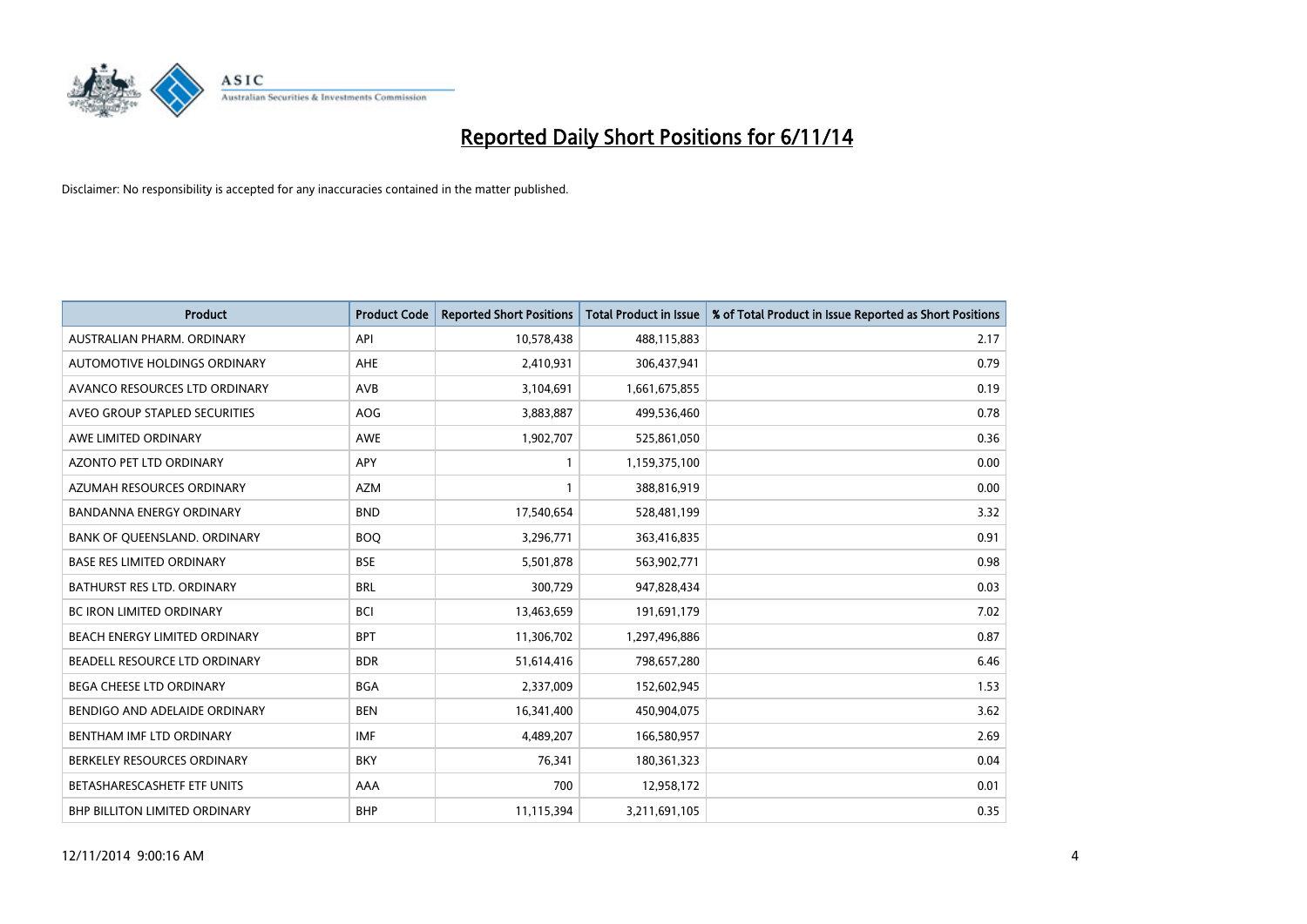# Reported Daily Short Positions for 6/11/14

Disclaimer: No responsibility is accepted for any inaccuracies contained in the matter published.

| Product | Product Code | Reported Short Positions | Total Product in Issue | % of Total Product in Issue Reported as Short Positions |
|---|---|---|---|---|
| AUSTRALIAN PHARM. ORDINARY | API | 10,578,438 | 488,115,883 | 2.17 |
| AUTOMOTIVE HOLDINGS ORDINARY | AHE | 2,410,931 | 306,437,941 | 0.79 |
| AVANCO RESOURCES LTD ORDINARY | AVB | 3,104,691 | 1,661,675,855 | 0.19 |
| AVEO GROUP STAPLED SECURITIES | AOG | 3,883,887 | 499,536,460 | 0.78 |
| AWE LIMITED ORDINARY | AWE | 1,902,707 | 525,861,050 | 0.36 |
| AZONTO PET LTD ORDINARY | APY | 1 | 1,159,375,100 | 0.00 |
| AZUMAH RESOURCES ORDINARY | AZM | 1 | 388,816,919 | 0.00 |
| BANDANNA ENERGY ORDINARY | BND | 17,540,654 | 528,481,199 | 3.32 |
| BANK OF QUEENSLAND. ORDINARY | BOQ | 3,296,771 | 363,416,835 | 0.91 |
| BASE RES LIMITED ORDINARY | BSE | 5,501,878 | 563,902,771 | 0.98 |
| BATHURST RES LTD. ORDINARY | BRL | 300,729 | 947,828,434 | 0.03 |
| BC IRON LIMITED ORDINARY | BCI | 13,463,659 | 191,691,179 | 7.02 |
| BEACH ENERGY LIMITED ORDINARY | BPT | 11,306,702 | 1,297,496,886 | 0.87 |
| BEADELL RESOURCE LTD ORDINARY | BDR | 51,614,416 | 798,657,280 | 6.46 |
| BEGA CHEESE LTD ORDINARY | BGA | 2,337,009 | 152,602,945 | 1.53 |
| BENDIGO AND ADELAIDE ORDINARY | BEN | 16,341,400 | 450,904,075 | 3.62 |
| BENTHAM IMF LTD ORDINARY | IMF | 4,489,207 | 166,580,957 | 2.69 |
| BERKELEY RESOURCES ORDINARY | BKY | 76,341 | 180,361,323 | 0.04 |
| BETASHARESCASHETF ETF UNITS | AAA | 700 | 12,958,172 | 0.01 |
| BHP BILLITON LIMITED ORDINARY | BHP | 11,115,394 | 3,211,691,105 | 0.35 |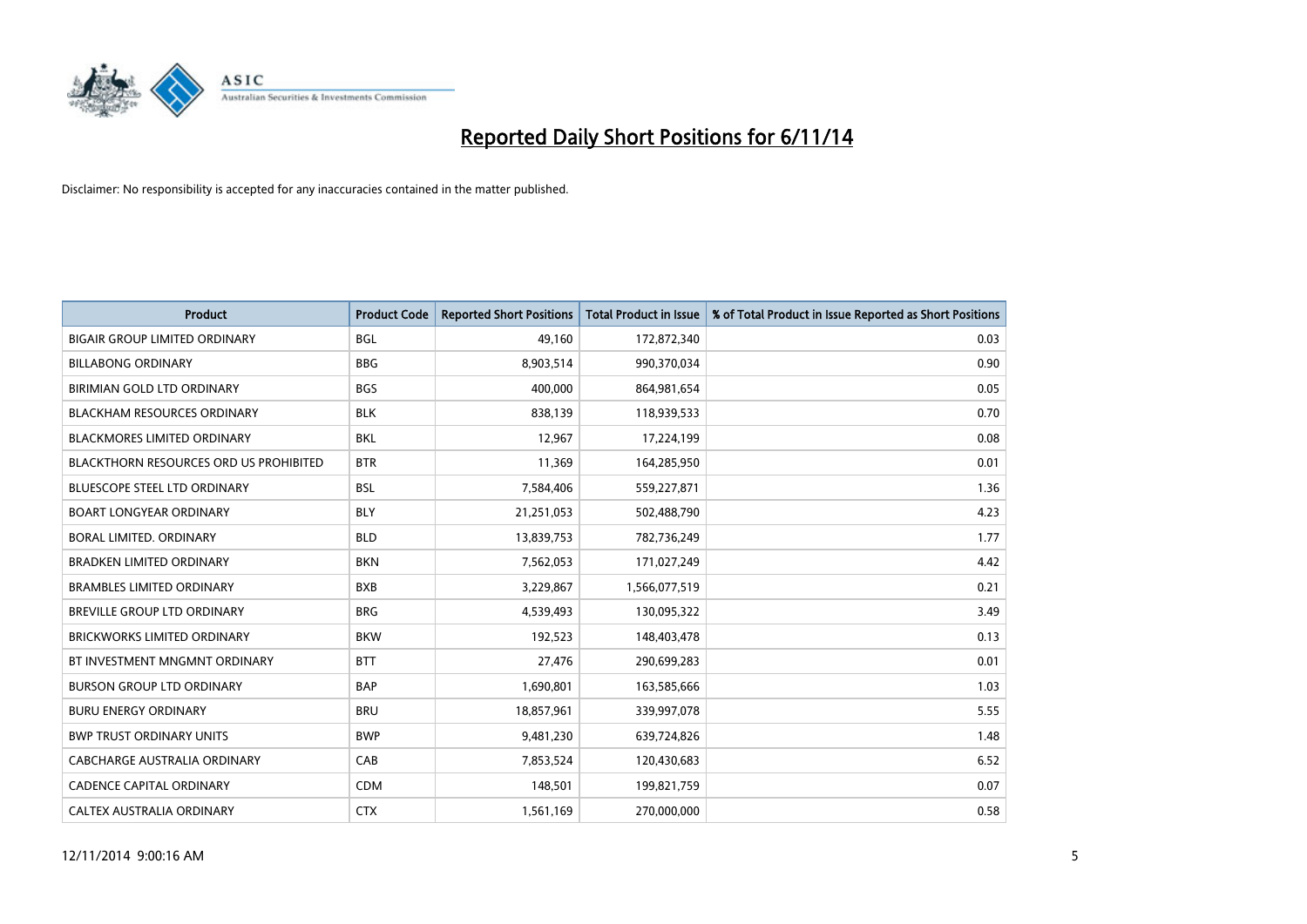# Reported Daily Short Positions for 6/11/14

Disclaimer: No responsibility is accepted for any inaccuracies contained in the matter published.

| Product | Product Code | Reported Short Positions | Total Product in Issue | % of Total Product in Issue Reported as Short Positions |
| --- | --- | --- | --- | --- |
| BIGAIR GROUP LIMITED ORDINARY | BGL | 49,160 | 172,872,340 | 0.03 |
| BILLABONG ORDINARY | BBG | 8,903,514 | 990,370,034 | 0.90 |
| BIRIMIAN GOLD LTD ORDINARY | BGS | 400,000 | 864,981,654 | 0.05 |
| BLACKHAM RESOURCES ORDINARY | BLK | 838,139 | 118,939,533 | 0.70 |
| BLACKMORES LIMITED ORDINARY | BKL | 12,967 | 17,224,199 | 0.08 |
| BLACKTHORN RESOURCES ORD US PROHIBITED | BTR | 11,369 | 164,285,950 | 0.01 |
| BLUESCOPE STEEL LTD ORDINARY | BSL | 7,584,406 | 559,227,871 | 1.36 |
| BOART LONGYEAR ORDINARY | BLY | 21,251,053 | 502,488,790 | 4.23 |
| BORAL LIMITED. ORDINARY | BLD | 13,839,753 | 782,736,249 | 1.77 |
| BRADKEN LIMITED ORDINARY | BKN | 7,562,053 | 171,027,249 | 4.42 |
| BRAMBLES LIMITED ORDINARY | BXB | 3,229,867 | 1,566,077,519 | 0.21 |
| BREVILLE GROUP LTD ORDINARY | BRG | 4,539,493 | 130,095,322 | 3.49 |
| BRICKWORKS LIMITED ORDINARY | BKW | 192,523 | 148,403,478 | 0.13 |
| BT INVESTMENT MNGMNT ORDINARY | BTT | 27,476 | 290,699,283 | 0.01 |
| BURSON GROUP LTD ORDINARY | BAP | 1,690,801 | 163,585,666 | 1.03 |
| BURU ENERGY ORDINARY | BRU | 18,857,961 | 339,997,078 | 5.55 |
| BWP TRUST ORDINARY UNITS | BWP | 9,481,230 | 639,724,826 | 1.48 |
| CABCHARGE AUSTRALIA ORDINARY | CAB | 7,853,524 | 120,430,683 | 6.52 |
| CADENCE CAPITAL ORDINARY | CDM | 148,501 | 199,821,759 | 0.07 |
| CALTEX AUSTRALIA ORDINARY | CTX | 1,561,169 | 270,000,000 | 0.58 |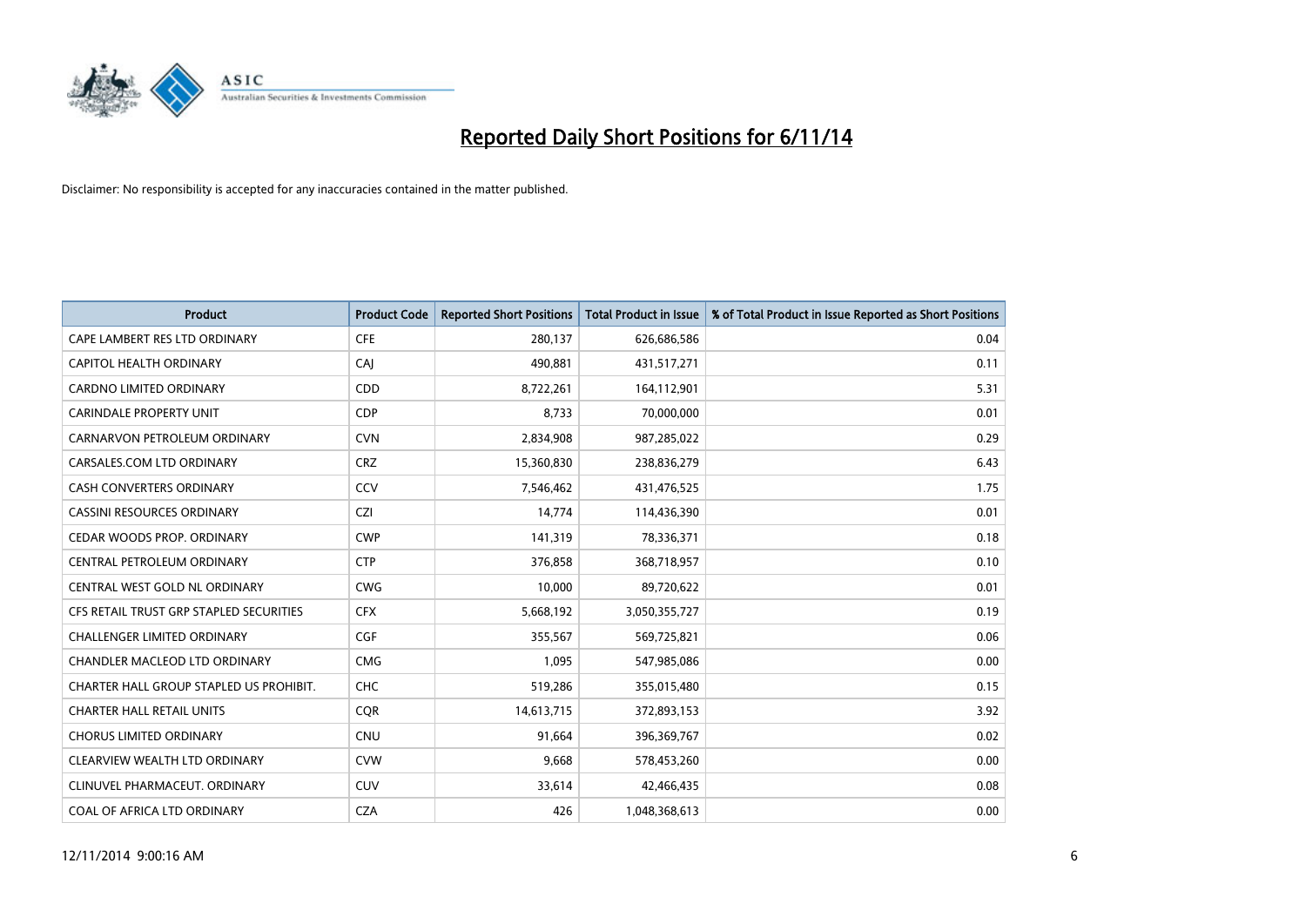# Reported Daily Short Positions for 6/11/14

Disclaimer: No responsibility is accepted for any inaccuracies contained in the matter published.

| Product | Product Code | Reported Short Positions | Total Product in Issue | % of Total Product in Issue Reported as Short Positions |
|---|---|---|---|---|
| CAPE LAMBERT RES LTD ORDINARY | CFE | 280,137 | 626,686,586 | 0.04 |
| CAPITOL HEALTH ORDINARY | CAJ | 490,881 | 431,517,271 | 0.11 |
| CARDNO LIMITED ORDINARY | CDD | 8,722,261 | 164,112,901 | 5.31 |
| CARINDALE PROPERTY UNIT | CDP | 8,733 | 70,000,000 | 0.01 |
| CARNARVON PETROLEUM ORDINARY | CVN | 2,834,908 | 987,285,022 | 0.29 |
| CARSALES.COM LTD ORDINARY | CRZ | 15,360,830 | 238,836,279 | 6.43 |
| CASH CONVERTERS ORDINARY | CCV | 7,546,462 | 431,476,525 | 1.75 |
| CASSINI RESOURCES ORDINARY | CZI | 14,774 | 114,436,390 | 0.01 |
| CEDAR WOODS PROP. ORDINARY | CWP | 141,319 | 78,336,371 | 0.18 |
| CENTRAL PETROLEUM ORDINARY | CTP | 376,858 | 368,718,957 | 0.10 |
| CENTRAL WEST GOLD NL ORDINARY | CWG | 10,000 | 89,720,622 | 0.01 |
| CFS RETAIL TRUST GRP STAPLED SECURITIES | CFX | 5,668,192 | 3,050,355,727 | 0.19 |
| CHALLENGER LIMITED ORDINARY | CGF | 355,567 | 569,725,821 | 0.06 |
| CHANDLER MACLEOD LTD ORDINARY | CMG | 1,095 | 547,985,086 | 0.00 |
| CHARTER HALL GROUP STAPLED US PROHIBIT. | CHC | 519,286 | 355,015,480 | 0.15 |
| CHARTER HALL RETAIL UNITS | CQR | 14,613,715 | 372,893,153 | 3.92 |
| CHORUS LIMITED ORDINARY | CNU | 91,664 | 396,369,767 | 0.02 |
| CLEARVIEW WEALTH LTD ORDINARY | CVW | 9,668 | 578,453,260 | 0.00 |
| CLINUVEL PHARMACEUT. ORDINARY | CUV | 33,614 | 42,466,435 | 0.08 |
| COAL OF AFRICA LTD ORDINARY | CZA | 426 | 1,048,368,613 | 0.00 |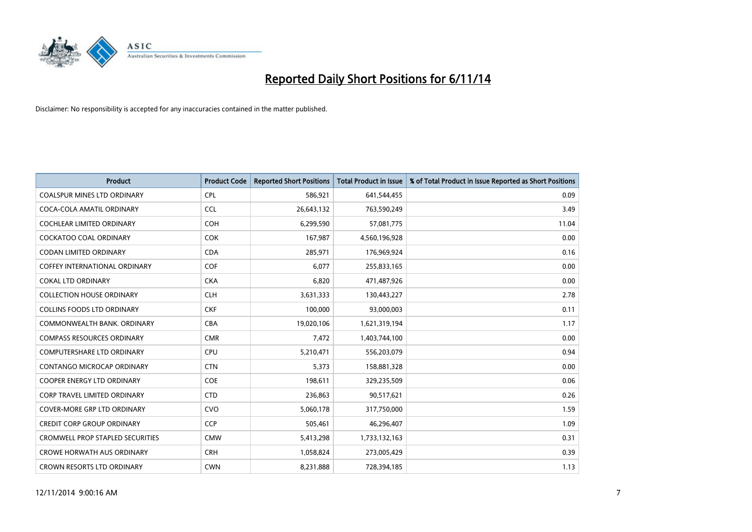# Reported Daily Short Positions for 6/11/14

Disclaimer: No responsibility is accepted for any inaccuracies contained in the matter published.

| Product | Product Code | Reported Short Positions | Total Product in Issue | % of Total Product in Issue Reported as Short Positions |
|---|---|---|---|---|
| COALSPUR MINES LTD ORDINARY | CPL | 586,921 | 641,544,455 | 0.09 |
| COCA-COLA AMATIL ORDINARY | CCL | 26,643,132 | 763,590,249 | 3.49 |
| COCHLEAR LIMITED ORDINARY | COH | 6,299,590 | 57,081,775 | 11.04 |
| COCKATOO COAL ORDINARY | COK | 167,987 | 4,560,196,928 | 0.00 |
| CODAN LIMITED ORDINARY | CDA | 285,971 | 176,969,924 | 0.16 |
| COFFEY INTERNATIONAL ORDINARY | COF | 6,077 | 255,833,165 | 0.00 |
| COKAL LTD ORDINARY | CKA | 6,820 | 471,487,926 | 0.00 |
| COLLECTION HOUSE ORDINARY | CLH | 3,631,333 | 130,443,227 | 2.78 |
| COLLINS FOODS LTD ORDINARY | CKF | 100,000 | 93,000,003 | 0.11 |
| COMMONWEALTH BANK. ORDINARY | CBA | 19,020,106 | 1,621,319,194 | 1.17 |
| COMPASS RESOURCES ORDINARY | CMR | 7,472 | 1,403,744,100 | 0.00 |
| COMPUTERSHARE LTD ORDINARY | CPU | 5,210,471 | 556,203,079 | 0.94 |
| CONTANGO MICROCAP ORDINARY | CTN | 5,373 | 158,881,328 | 0.00 |
| COOPER ENERGY LTD ORDINARY | COE | 198,611 | 329,235,509 | 0.06 |
| CORP TRAVEL LIMITED ORDINARY | CTD | 236,863 | 90,517,621 | 0.26 |
| COVER-MORE GRP LTD ORDINARY | CVO | 5,060,178 | 317,750,000 | 1.59 |
| CREDIT CORP GROUP ORDINARY | CCP | 505,461 | 46,296,407 | 1.09 |
| CROMWELL PROP STAPLED SECURITIES | CMW | 5,413,298 | 1,733,132,163 | 0.31 |
| CROWE HORWATH AUS ORDINARY | CRH | 1,058,824 | 273,005,429 | 0.39 |
| CROWN RESORTS LTD ORDINARY | CWN | 8,231,888 | 728,394,185 | 1.13 |

12/11/2014 9:00:16 AM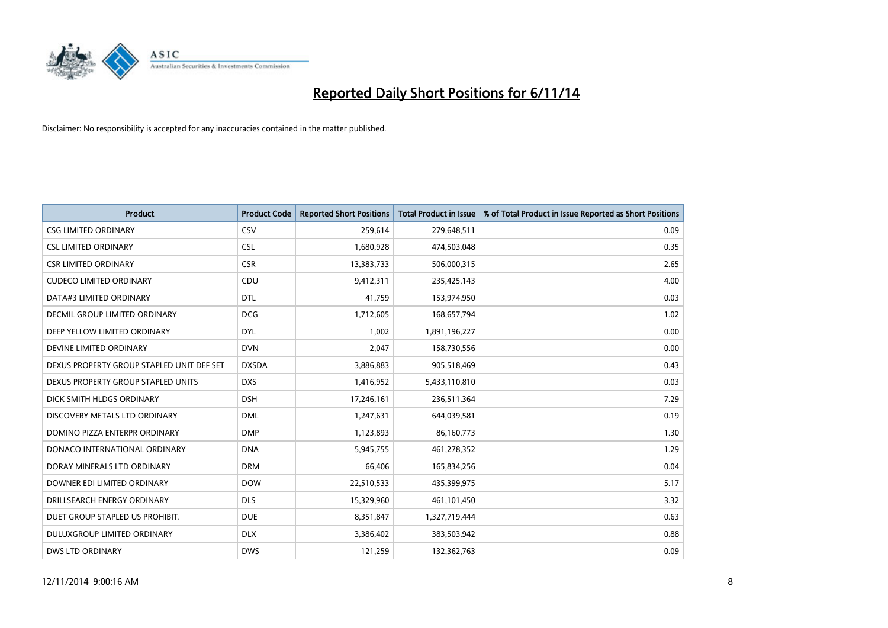# Reported Daily Short Positions for 6/11/14

Disclaimer: No responsibility is accepted for any inaccuracies contained in the matter published.

| Product | Product Code | Reported Short Positions | Total Product in Issue | % of Total Product in Issue Reported as Short Positions |
|---|---|---|---|---|
| CSG LIMITED ORDINARY | CSV | 259,614 | 279,648,511 | 0.09 |
| CSL LIMITED ORDINARY | CSL | 1,680,928 | 474,503,048 | 0.35 |
| CSR LIMITED ORDINARY | CSR | 13,383,733 | 506,000,315 | 2.65 |
| CUDECO LIMITED ORDINARY | CDU | 9,412,311 | 235,425,143 | 4.00 |
| DATA#3 LIMITED ORDINARY | DTL | 41,759 | 153,974,950 | 0.03 |
| DECMIL GROUP LIMITED ORDINARY | DCG | 1,712,605 | 168,657,794 | 1.02 |
| DEEP YELLOW LIMITED ORDINARY | DYL | 1,002 | 1,891,196,227 | 0.00 |
| DEVINE LIMITED ORDINARY | DVN | 2,047 | 158,730,556 | 0.00 |
| DEXUS PROPERTY GROUP STAPLED UNIT DEF SET | DXSDA | 3,886,883 | 905,518,469 | 0.43 |
| DEXUS PROPERTY GROUP STAPLED UNITS | DXS | 1,416,952 | 5,433,110,810 | 0.03 |
| DICK SMITH HLDGS ORDINARY | DSH | 17,246,161 | 236,511,364 | 7.29 |
| DISCOVERY METALS LTD ORDINARY | DML | 1,247,631 | 644,039,581 | 0.19 |
| DOMINO PIZZA ENTERPR ORDINARY | DMP | 1,123,893 | 86,160,773 | 1.30 |
| DONACO INTERNATIONAL ORDINARY | DNA | 5,945,755 | 461,278,352 | 1.29 |
| DORAY MINERALS LTD ORDINARY | DRM | 66,406 | 165,834,256 | 0.04 |
| DOWNER EDI LIMITED ORDINARY | DOW | 22,510,533 | 435,399,975 | 5.17 |
| DRILLSEARCH ENERGY ORDINARY | DLS | 15,329,960 | 461,101,450 | 3.32 |
| DUET GROUP STAPLED US PROHIBIT. | DUE | 8,351,847 | 1,327,719,444 | 0.63 |
| DULUXGROUP LIMITED ORDINARY | DLX | 3,386,402 | 383,503,942 | 0.88 |
| DWS LTD ORDINARY | DWS | 121,259 | 132,362,763 | 0.09 |

12/11/2014 9:00:16 AM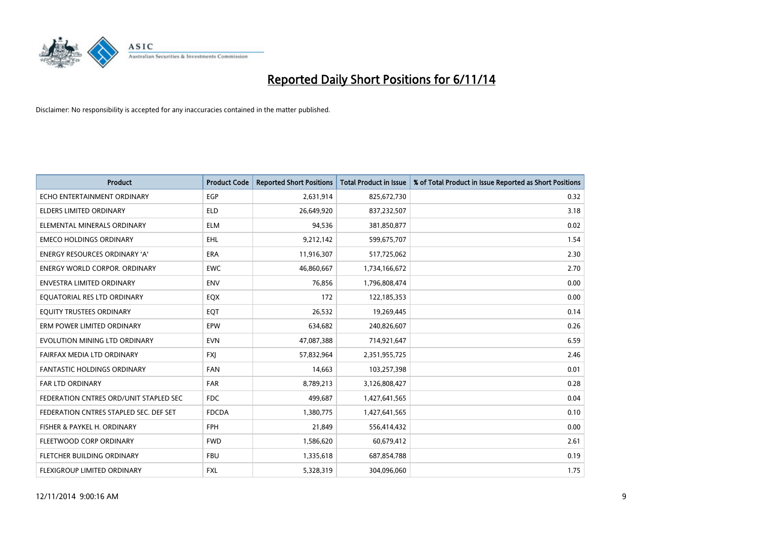# Reported Daily Short Positions for 6/11/14

Disclaimer: No responsibility is accepted for any inaccuracies contained in the matter published.

| Product | Product Code | Reported Short Positions | Total Product in Issue | % of Total Product in Issue Reported as Short Positions |
|---|---|---|---|---|
| ECHO ENTERTAINMENT ORDINARY | EGP | 2,631,914 | 825,672,730 | 0.32 |
| ELDERS LIMITED ORDINARY | ELD | 26,649,920 | 837,232,507 | 3.18 |
| ELEMENTAL MINERALS ORDINARY | ELM | 94,536 | 381,850,877 | 0.02 |
| EMECO HOLDINGS ORDINARY | EHL | 9,212,142 | 599,675,707 | 1.54 |
| ENERGY RESOURCES ORDINARY 'A' | ERA | 11,916,307 | 517,725,062 | 2.30 |
| ENERGY WORLD CORPOR. ORDINARY | EWC | 46,860,667 | 1,734,166,672 | 2.70 |
| ENVESTRA LIMITED ORDINARY | ENV | 76,856 | 1,796,808,474 | 0.00 |
| EQUATORIAL RES LTD ORDINARY | EQX | 172 | 122,185,353 | 0.00 |
| EQUITY TRUSTEES ORDINARY | EQT | 26,532 | 19,269,445 | 0.14 |
| ERM POWER LIMITED ORDINARY | EPW | 634,682 | 240,826,607 | 0.26 |
| EVOLUTION MINING LTD ORDINARY | EVN | 47,087,388 | 714,921,647 | 6.59 |
| FAIRFAX MEDIA LTD ORDINARY | FXJ | 57,832,964 | 2,351,955,725 | 2.46 |
| FANTASTIC HOLDINGS ORDINARY | FAN | 14,663 | 103,257,398 | 0.01 |
| FAR LTD ORDINARY | FAR | 8,789,213 | 3,126,808,427 | 0.28 |
| FEDERATION CNTRES ORD/UNIT STAPLED SEC | FDC | 499,687 | 1,427,641,565 | 0.04 |
| FEDERATION CNTRES STAPLED SEC. DEF SET | FDCDA | 1,380,775 | 1,427,641,565 | 0.10 |
| FISHER & PAYKEL H. ORDINARY | FPH | 21,849 | 556,414,432 | 0.00 |
| FLEETWOOD CORP ORDINARY | FWD | 1,586,620 | 60,679,412 | 2.61 |
| FLETCHER BUILDING ORDINARY | FBU | 1,335,618 | 687,854,788 | 0.19 |
| FLEXIGROUP LIMITED ORDINARY | FXL | 5,328,319 | 304,096,060 | 1.75 |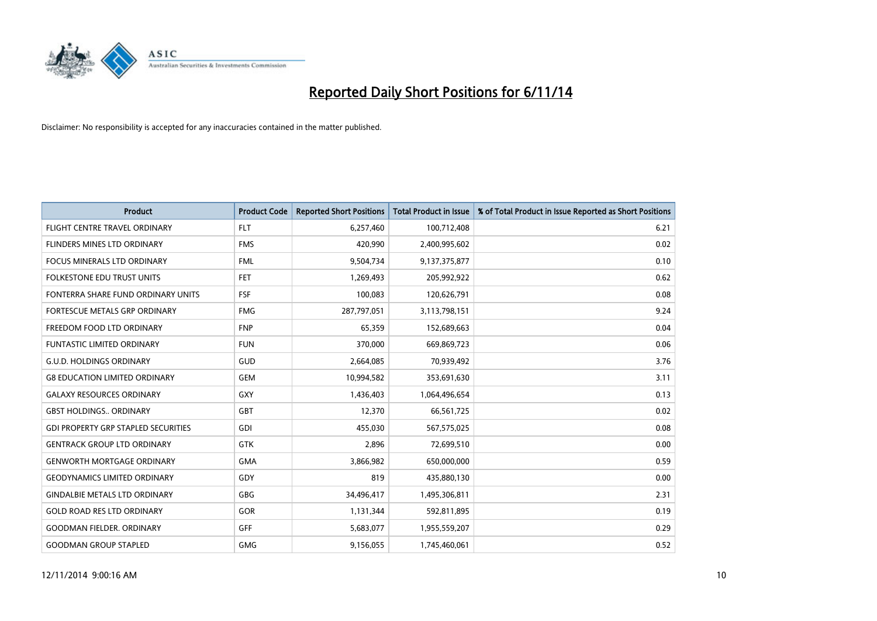# Reported Daily Short Positions for 6/11/14

Disclaimer: No responsibility is accepted for any inaccuracies contained in the matter published.

| Product | Product Code | Reported Short Positions | Total Product in Issue | % of Total Product in Issue Reported as Short Positions |
|---|---|---|---|---|
| FLIGHT CENTRE TRAVEL ORDINARY | FLT | 6,257,460 | 100,712,408 | 6.21 |
| FLINDERS MINES LTD ORDINARY | FMS | 420,990 | 2,400,995,602 | 0.02 |
| FOCUS MINERALS LTD ORDINARY | FML | 9,504,734 | 9,137,375,877 | 0.10 |
| FOLKESTONE EDU TRUST UNITS | FET | 1,269,493 | 205,992,922 | 0.62 |
| FONTERRA SHARE FUND ORDINARY UNITS | FSF | 100,083 | 120,626,791 | 0.08 |
| FORTESCUE METALS GRP ORDINARY | FMG | 287,797,051 | 3,113,798,151 | 9.24 |
| FREEDOM FOOD LTD ORDINARY | FNP | 65,359 | 152,689,663 | 0.04 |
| FUNTASTIC LIMITED ORDINARY | FUN | 370,000 | 669,869,723 | 0.06 |
| G.U.D. HOLDINGS ORDINARY | GUD | 2,664,085 | 70,939,492 | 3.76 |
| G8 EDUCATION LIMITED ORDINARY | GEM | 10,994,582 | 353,691,630 | 3.11 |
| GALAXY RESOURCES ORDINARY | GXY | 1,436,403 | 1,064,496,654 | 0.13 |
| GBST HOLDINGS.. ORDINARY | GBT | 12,370 | 66,561,725 | 0.02 |
| GDI PROPERTY GRP STAPLED SECURITIES | GDI | 455,030 | 567,575,025 | 0.08 |
| GENTRACK GROUP LTD ORDINARY | GTK | 2,896 | 72,699,510 | 0.00 |
| GENWORTH MORTGAGE ORDINARY | GMA | 3,866,982 | 650,000,000 | 0.59 |
| GEODYNAMICS LIMITED ORDINARY | GDY | 819 | 435,880,130 | 0.00 |
| GINDALBIE METALS LTD ORDINARY | GBG | 34,496,417 | 1,495,306,811 | 2.31 |
| GOLD ROAD RES LTD ORDINARY | GOR | 1,131,344 | 592,811,895 | 0.19 |
| GOODMAN FIELDER. ORDINARY | GFF | 5,683,077 | 1,955,559,207 | 0.29 |
| GOODMAN GROUP STAPLED | GMG | 9,156,055 | 1,745,460,061 | 0.52 |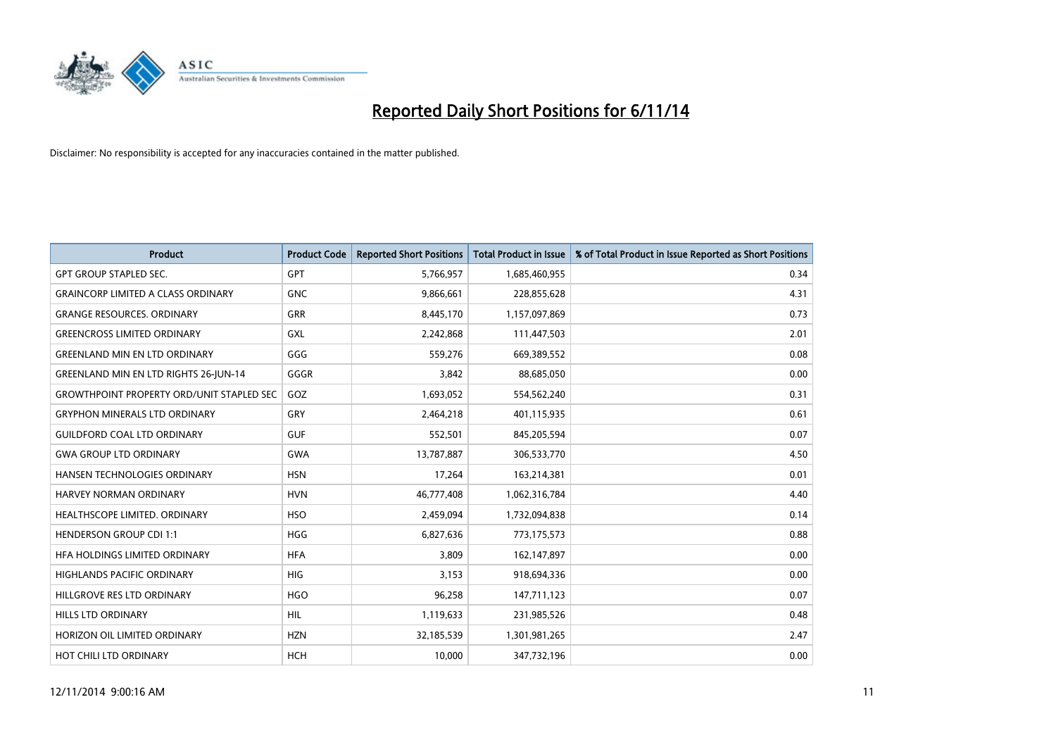# Reported Daily Short Positions for 6/11/14

Disclaimer: No responsibility is accepted for any inaccuracies contained in the matter published.

| Product | Product Code | Reported Short Positions | Total Product in Issue | % of Total Product in Issue Reported as Short Positions |
|---|---|---|---|---|
| GPT GROUP STAPLED SEC. | GPT | 5,766,957 | 1,685,460,955 | 0.34 |
| GRAINCORP LIMITED A CLASS ORDINARY | GNC | 9,866,661 | 228,855,628 | 4.31 |
| GRANGE RESOURCES. ORDINARY | GRR | 8,445,170 | 1,157,097,869 | 0.73 |
| GREENCROSS LIMITED ORDINARY | GXL | 2,242,868 | 111,447,503 | 2.01 |
| GREENLAND MIN EN LTD ORDINARY | GGG | 559,276 | 669,389,552 | 0.08 |
| GREENLAND MIN EN LTD RIGHTS 26-JUN-14 | GGGR | 3,842 | 88,685,050 | 0.00 |
| GROWTHPOINT PROPERTY ORD/UNIT STAPLED SEC | GOZ | 1,693,052 | 554,562,240 | 0.31 |
| GRYPHON MINERALS LTD ORDINARY | GRY | 2,464,218 | 401,115,935 | 0.61 |
| GUILDFORD COAL LTD ORDINARY | GUF | 552,501 | 845,205,594 | 0.07 |
| GWA GROUP LTD ORDINARY | GWA | 13,787,887 | 306,533,770 | 4.50 |
| HANSEN TECHNOLOGIES ORDINARY | HSN | 17,264 | 163,214,381 | 0.01 |
| HARVEY NORMAN ORDINARY | HVN | 46,777,408 | 1,062,316,784 | 4.40 |
| HEALTHSCOPE LIMITED. ORDINARY | HSO | 2,459,094 | 1,732,094,838 | 0.14 |
| HENDERSON GROUP CDI 1:1 | HGG | 6,827,636 | 773,175,573 | 0.88 |
| HFA HOLDINGS LIMITED ORDINARY | HFA | 3,809 | 162,147,897 | 0.00 |
| HIGHLANDS PACIFIC ORDINARY | HIG | 3,153 | 918,694,336 | 0.00 |
| HILLGROVE RES LTD ORDINARY | HGO | 96,258 | 147,711,123 | 0.07 |
| HILLS LTD ORDINARY | HIL | 1,119,633 | 231,985,526 | 0.48 |
| HORIZON OIL LIMITED ORDINARY | HZN | 32,185,539 | 1,301,981,265 | 2.47 |
| HOT CHILI LTD ORDINARY | HCH | 10,000 | 347,732,196 | 0.00 |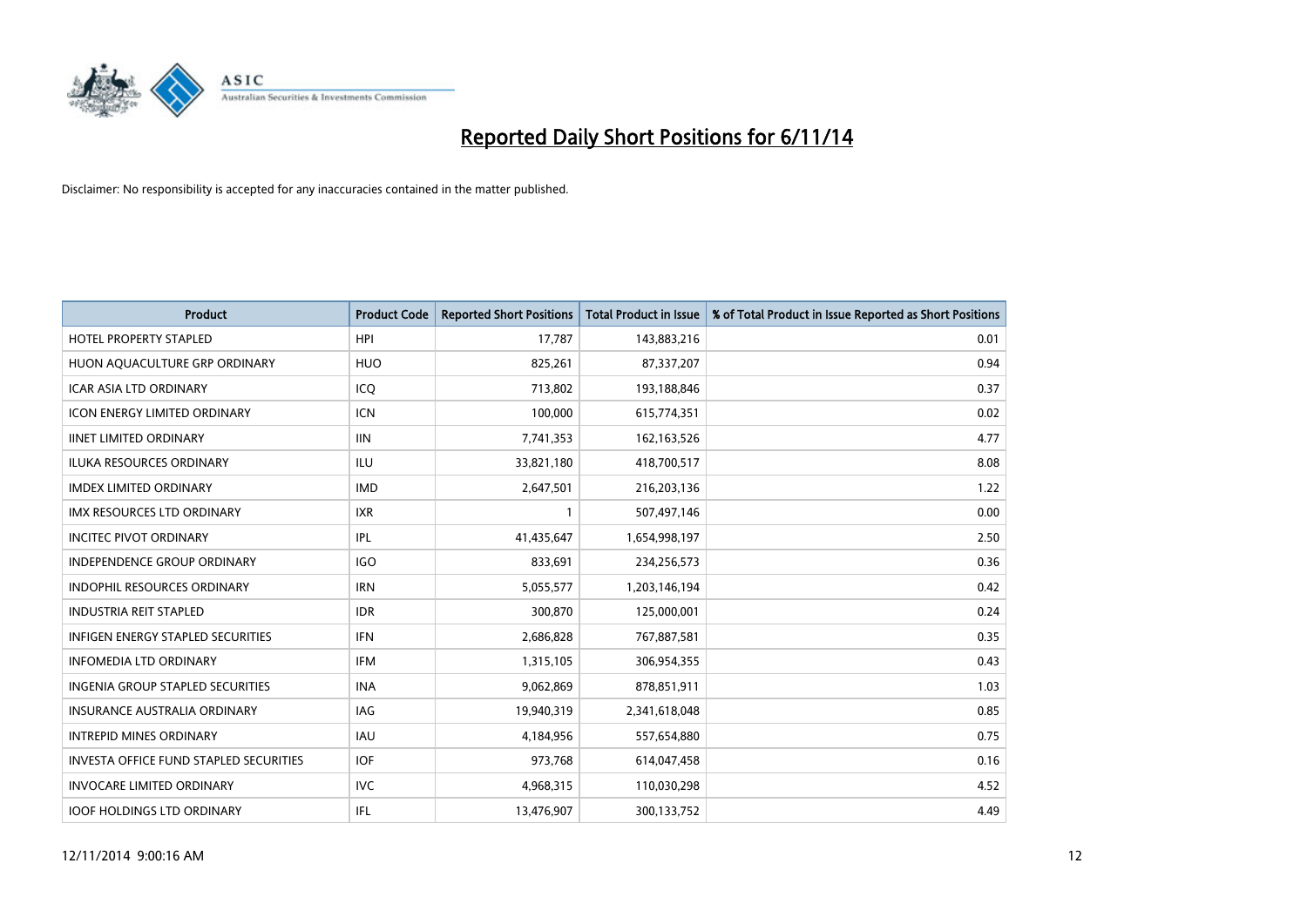# Reported Daily Short Positions for 6/11/14

Disclaimer: No responsibility is accepted for any inaccuracies contained in the matter published.

| Product | Product Code | Reported Short Positions | Total Product in Issue | % of Total Product in Issue Reported as Short Positions |
|---|---|---|---|---|
| HOTEL PROPERTY STAPLED | HPI | 17,787 | 143,883,216 | 0.01 |
| HUON AQUACULTURE GRP ORDINARY | HUO | 825,261 | 87,337,207 | 0.94 |
| ICAR ASIA LTD ORDINARY | ICQ | 713,802 | 193,188,846 | 0.37 |
| ICON ENERGY LIMITED ORDINARY | ICN | 100,000 | 615,774,351 | 0.02 |
| IINET LIMITED ORDINARY | IIN | 7,741,353 | 162,163,526 | 4.77 |
| ILUKA RESOURCES ORDINARY | ILU | 33,821,180 | 418,700,517 | 8.08 |
| IMDEX LIMITED ORDINARY | IMD | 2,647,501 | 216,203,136 | 1.22 |
| IMX RESOURCES LTD ORDINARY | IXR | 1 | 507,497,146 | 0.00 |
| INCITEC PIVOT ORDINARY | IPL | 41,435,647 | 1,654,998,197 | 2.50 |
| INDEPENDENCE GROUP ORDINARY | IGO | 833,691 | 234,256,573 | 0.36 |
| INDOPHIL RESOURCES ORDINARY | IRN | 5,055,577 | 1,203,146,194 | 0.42 |
| INDUSTRIA REIT STAPLED | IDR | 300,870 | 125,000,001 | 0.24 |
| INFIGEN ENERGY STAPLED SECURITIES | IFN | 2,686,828 | 767,887,581 | 0.35 |
| INFOMEDIA LTD ORDINARY | IFM | 1,315,105 | 306,954,355 | 0.43 |
| INGENIA GROUP STAPLED SECURITIES | INA | 9,062,869 | 878,851,911 | 1.03 |
| INSURANCE AUSTRALIA ORDINARY | IAG | 19,940,319 | 2,341,618,048 | 0.85 |
| INTREPID MINES ORDINARY | IAU | 4,184,956 | 557,654,880 | 0.75 |
| INVESTA OFFICE FUND STAPLED SECURITIES | IOF | 973,768 | 614,047,458 | 0.16 |
| INVOCARE LIMITED ORDINARY | IVC | 4,968,315 | 110,030,298 | 4.52 |
| IOOF HOLDINGS LTD ORDINARY | IFL | 13,476,907 | 300,133,752 | 4.49 |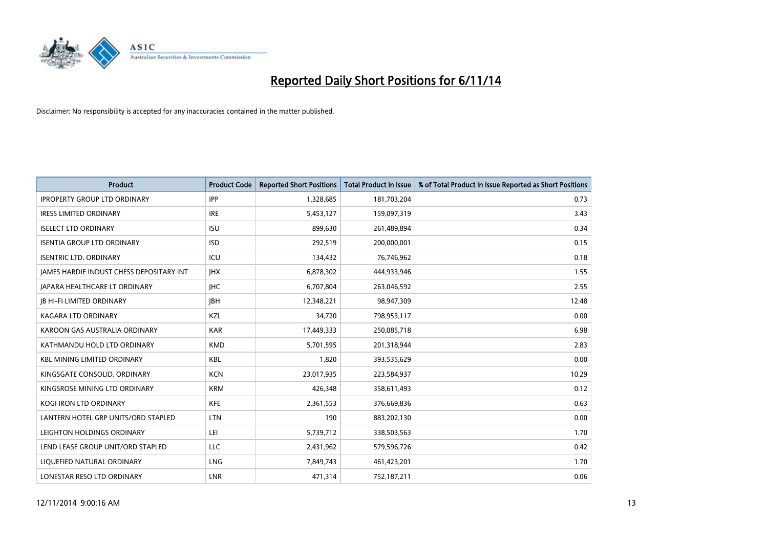# Reported Daily Short Positions for 6/11/14

Disclaimer: No responsibility is accepted for any inaccuracies contained in the matter published.

| Product | Product Code | Reported Short Positions | Total Product in Issue | % of Total Product in Issue Reported as Short Positions |
|---|---|---|---|---|
| IPROPERTY GROUP LTD ORDINARY | IPP | 1,328,685 | 181,703,204 | 0.73 |
| IRESS LIMITED ORDINARY | IRE | 5,453,127 | 159,097,319 | 3.43 |
| ISELECT LTD ORDINARY | ISU | 899,630 | 261,489,894 | 0.34 |
| ISENTIA GROUP LTD ORDINARY | ISD | 292,519 | 200,000,001 | 0.15 |
| ISENTRIC LTD. ORDINARY | ICU | 134,432 | 76,746,962 | 0.18 |
| JAMES HARDIE INDUST CHESS DEPOSITARY INT | JHX | 6,878,302 | 444,933,946 | 1.55 |
| JAPARA HEALTHCARE LT ORDINARY | JHC | 6,707,804 | 263,046,592 | 2.55 |
| JB HI-FI LIMITED ORDINARY | JBH | 12,348,221 | 98,947,309 | 12.48 |
| KAGARA LTD ORDINARY | KZL | 34,720 | 798,953,117 | 0.00 |
| KAROON GAS AUSTRALIA ORDINARY | KAR | 17,449,333 | 250,085,718 | 6.98 |
| KATHMANDU HOLD LTD ORDINARY | KMD | 5,701,595 | 201,318,944 | 2.83 |
| KBL MINING LIMITED ORDINARY | KBL | 1,820 | 393,535,629 | 0.00 |
| KINGSGATE CONSOLID. ORDINARY | KCN | 23,017,935 | 223,584,937 | 10.29 |
| KINGSROSE MINING LTD ORDINARY | KRM | 426,348 | 358,611,493 | 0.12 |
| KOGI IRON LTD ORDINARY | KFE | 2,361,553 | 376,669,836 | 0.63 |
| LANTERN HOTEL GRP UNITS/ORD STAPLED | LTN | 190 | 883,202,130 | 0.00 |
| LEIGHTON HOLDINGS ORDINARY | LEI | 5,739,712 | 338,503,563 | 1.70 |
| LEND LEASE GROUP UNIT/ORD STAPLED | LLC | 2,431,962 | 579,596,726 | 0.42 |
| LIQUEFIED NATURAL ORDINARY | LNG | 7,849,743 | 461,423,201 | 1.70 |
| LONESTAR RESO LTD ORDINARY | LNR | 471,314 | 752,187,211 | 0.06 |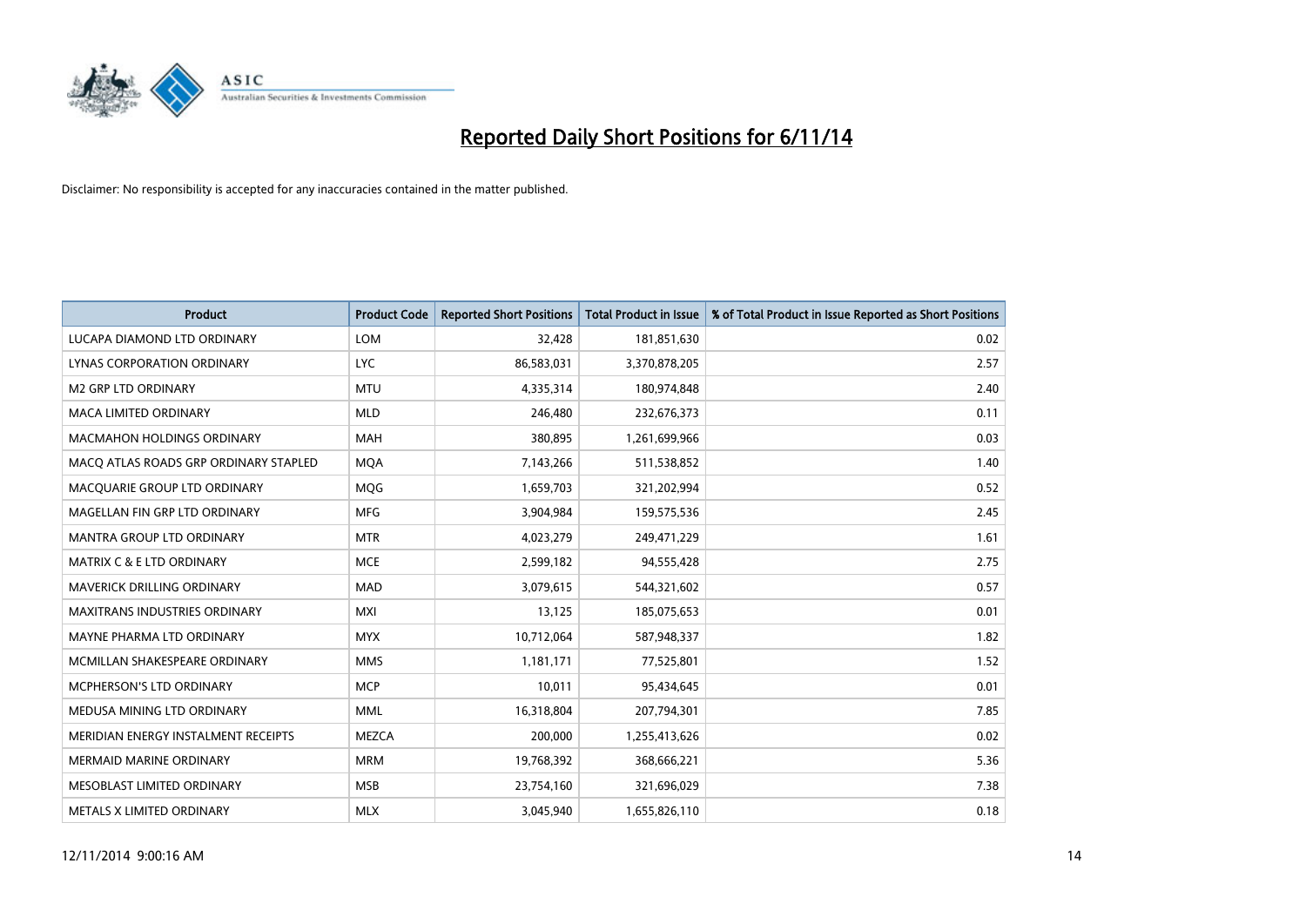# Reported Daily Short Positions for 6/11/14

Disclaimer: No responsibility is accepted for any inaccuracies contained in the matter published.

| Product | Product Code | Reported Short Positions | Total Product in Issue | % of Total Product in Issue Reported as Short Positions |
|---|---|---|---|---|
| LUCAPA DIAMOND LTD ORDINARY | LOM | 32,428 | 181,851,630 | 0.02 |
| LYNAS CORPORATION ORDINARY | LYC | 86,583,031 | 3,370,878,205 | 2.57 |
| M2 GRP LTD ORDINARY | MTU | 4,335,314 | 180,974,848 | 2.40 |
| MACA LIMITED ORDINARY | MLD | 246,480 | 232,676,373 | 0.11 |
| MACMAHON HOLDINGS ORDINARY | MAH | 380,895 | 1,261,699,966 | 0.03 |
| MACQ ATLAS ROADS GRP ORDINARY STAPLED | MQA | 7,143,266 | 511,538,852 | 1.40 |
| MACQUARIE GROUP LTD ORDINARY | MQG | 1,659,703 | 321,202,994 | 0.52 |
| MAGELLAN FIN GRP LTD ORDINARY | MFG | 3,904,984 | 159,575,536 | 2.45 |
| MANTRA GROUP LTD ORDINARY | MTR | 4,023,279 | 249,471,229 | 1.61 |
| MATRIX C & E LTD ORDINARY | MCE | 2,599,182 | 94,555,428 | 2.75 |
| MAVERICK DRILLING ORDINARY | MAD | 3,079,615 | 544,321,602 | 0.57 |
| MAXITRANS INDUSTRIES ORDINARY | MXI | 13,125 | 185,075,653 | 0.01 |
| MAYNE PHARMA LTD ORDINARY | MYX | 10,712,064 | 587,948,337 | 1.82 |
| MCMILLAN SHAKESPEARE ORDINARY | MMS | 1,181,171 | 77,525,801 | 1.52 |
| MCPHERSON'S LTD ORDINARY | MCP | 10,011 | 95,434,645 | 0.01 |
| MEDUSA MINING LTD ORDINARY | MML | 16,318,804 | 207,794,301 | 7.85 |
| MERIDIAN ENERGY INSTALMENT RECEIPTS | MEZCA | 200,000 | 1,255,413,626 | 0.02 |
| MERMAID MARINE ORDINARY | MRM | 19,768,392 | 368,666,221 | 5.36 |
| MESOBLAST LIMITED ORDINARY | MSB | 23,754,160 | 321,696,029 | 7.38 |
| METALS X LIMITED ORDINARY | MLX | 3,045,940 | 1,655,826,110 | 0.18 |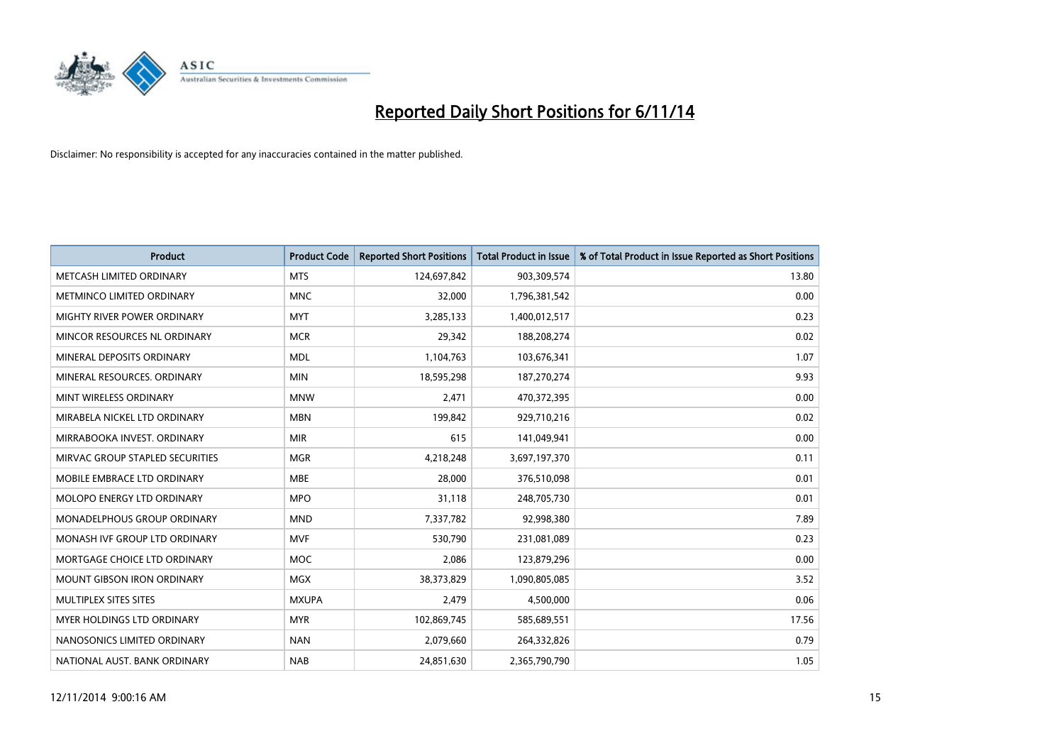# Reported Daily Short Positions for 6/11/14

Disclaimer: No responsibility is accepted for any inaccuracies contained in the matter published.

| Product | Product Code | Reported Short Positions | Total Product in Issue | % of Total Product in Issue Reported as Short Positions |
|---|---|---|---|---|
| METCASH LIMITED ORDINARY | MTS | 124,697,842 | 903,309,574 | 13.80 |
| METMINCO LIMITED ORDINARY | MNC | 32,000 | 1,796,381,542 | 0.00 |
| MIGHTY RIVER POWER ORDINARY | MYT | 3,285,133 | 1,400,012,517 | 0.23 |
| MINCOR RESOURCES NL ORDINARY | MCR | 29,342 | 188,208,274 | 0.02 |
| MINERAL DEPOSITS ORDINARY | MDL | 1,104,763 | 103,676,341 | 1.07 |
| MINERAL RESOURCES. ORDINARY | MIN | 18,595,298 | 187,270,274 | 9.93 |
| MINT WIRELESS ORDINARY | MNW | 2,471 | 470,372,395 | 0.00 |
| MIRABELA NICKEL LTD ORDINARY | MBN | 199,842 | 929,710,216 | 0.02 |
| MIRRABOOKA INVEST. ORDINARY | MIR | 615 | 141,049,941 | 0.00 |
| MIRVAC GROUP STAPLED SECURITIES | MGR | 4,218,248 | 3,697,197,370 | 0.11 |
| MOBILE EMBRACE LTD ORDINARY | MBE | 28,000 | 376,510,098 | 0.01 |
| MOLOPO ENERGY LTD ORDINARY | MPO | 31,118 | 248,705,730 | 0.01 |
| MONADELPHOUS GROUP ORDINARY | MND | 7,337,782 | 92,998,380 | 7.89 |
| MONASH IVF GROUP LTD ORDINARY | MVF | 530,790 | 231,081,089 | 0.23 |
| MORTGAGE CHOICE LTD ORDINARY | MOC | 2,086 | 123,879,296 | 0.00 |
| MOUNT GIBSON IRON ORDINARY | MGX | 38,373,829 | 1,090,805,085 | 3.52 |
| MULTIPLEX SITES SITES | MXUPA | 2,479 | 4,500,000 | 0.06 |
| MYER HOLDINGS LTD ORDINARY | MYR | 102,869,745 | 585,689,551 | 17.56 |
| NANOSONICS LIMITED ORDINARY | NAN | 2,079,660 | 264,332,826 | 0.79 |
| NATIONAL AUST. BANK ORDINARY | NAB | 24,851,630 | 2,365,790,790 | 1.05 |

12/11/2014 9:00:16 AM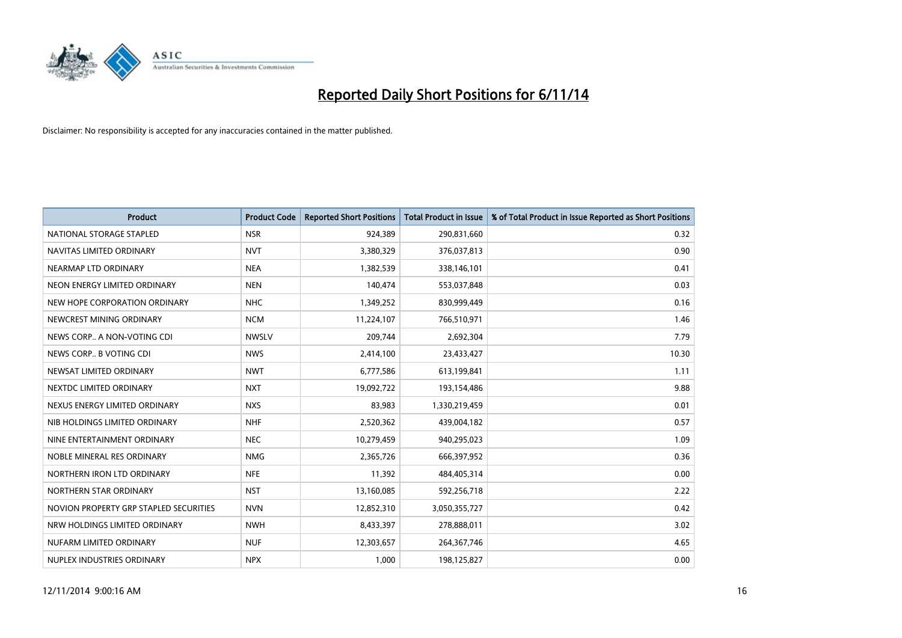# Reported Daily Short Positions for 6/11/14

Disclaimer: No responsibility is accepted for any inaccuracies contained in the matter published.

| Product | Product Code | Reported Short Positions | Total Product in Issue | % of Total Product in Issue Reported as Short Positions |
|---|---|---|---|---|
| NATIONAL STORAGE STAPLED | NSR | 924,389 | 290,831,660 | 0.32 |
| NAVITAS LIMITED ORDINARY | NVT | 3,380,329 | 376,037,813 | 0.90 |
| NEARMAP LTD ORDINARY | NEA | 1,382,539 | 338,146,101 | 0.41 |
| NEON ENERGY LIMITED ORDINARY | NEN | 140,474 | 553,037,848 | 0.03 |
| NEW HOPE CORPORATION ORDINARY | NHC | 1,349,252 | 830,999,449 | 0.16 |
| NEWCREST MINING ORDINARY | NCM | 11,224,107 | 766,510,971 | 1.46 |
| NEWS CORP.. A NON-VOTING CDI | NWSLV | 209,744 | 2,692,304 | 7.79 |
| NEWS CORP.. B VOTING CDI | NWS | 2,414,100 | 23,433,427 | 10.30 |
| NEWSAT LIMITED ORDINARY | NWT | 6,777,586 | 613,199,841 | 1.11 |
| NEXTDC LIMITED ORDINARY | NXT | 19,092,722 | 193,154,486 | 9.88 |
| NEXUS ENERGY LIMITED ORDINARY | NXS | 83,983 | 1,330,219,459 | 0.01 |
| NIB HOLDINGS LIMITED ORDINARY | NHF | 2,520,362 | 439,004,182 | 0.57 |
| NINE ENTERTAINMENT ORDINARY | NEC | 10,279,459 | 940,295,023 | 1.09 |
| NOBLE MINERAL RES ORDINARY | NMG | 2,365,726 | 666,397,952 | 0.36 |
| NORTHERN IRON LTD ORDINARY | NFE | 11,392 | 484,405,314 | 0.00 |
| NORTHERN STAR ORDINARY | NST | 13,160,085 | 592,256,718 | 2.22 |
| NOVION PROPERTY GRP STAPLED SECURITIES | NVN | 12,852,310 | 3,050,355,727 | 0.42 |
| NRW HOLDINGS LIMITED ORDINARY | NWH | 8,433,397 | 278,888,011 | 3.02 |
| NUFARM LIMITED ORDINARY | NUF | 12,303,657 | 264,367,746 | 4.65 |
| NUPLEX INDUSTRIES ORDINARY | NPX | 1,000 | 198,125,827 | 0.00 |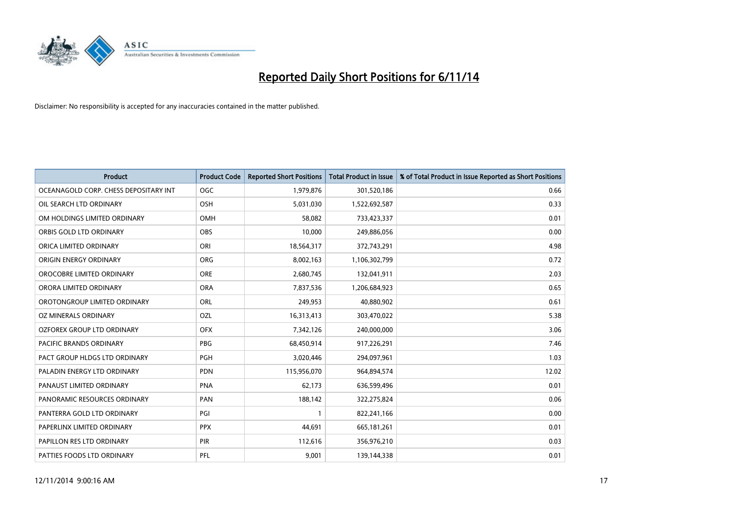# Reported Daily Short Positions for 6/11/14

Disclaimer: No responsibility is accepted for any inaccuracies contained in the matter published.

| Product | Product Code | Reported Short Positions | Total Product in Issue | % of Total Product in Issue Reported as Short Positions |
|---|---|---|---|---|
| OCEANAGOLD CORP. CHESS DEPOSITARY INT | OGC | 1,979,876 | 301,520,186 | 0.66 |
| OIL SEARCH LTD ORDINARY | OSH | 5,031,030 | 1,522,692,587 | 0.33 |
| OM HOLDINGS LIMITED ORDINARY | OMH | 58,082 | 733,423,337 | 0.01 |
| ORBIS GOLD LTD ORDINARY | OBS | 10,000 | 249,886,056 | 0.00 |
| ORICA LIMITED ORDINARY | ORI | 18,564,317 | 372,743,291 | 4.98 |
| ORIGIN ENERGY ORDINARY | ORG | 8,002,163 | 1,106,302,799 | 0.72 |
| OROCOBRE LIMITED ORDINARY | ORE | 2,680,745 | 132,041,911 | 2.03 |
| ORORA LIMITED ORDINARY | ORA | 7,837,536 | 1,206,684,923 | 0.65 |
| OROTONGROUP LIMITED ORDINARY | ORL | 249,953 | 40,880,902 | 0.61 |
| OZ MINERALS ORDINARY | OZL | 16,313,413 | 303,470,022 | 5.38 |
| OZFOREX GROUP LTD ORDINARY | OFX | 7,342,126 | 240,000,000 | 3.06 |
| PACIFIC BRANDS ORDINARY | PBG | 68,450,914 | 917,226,291 | 7.46 |
| PACT GROUP HLDGS LTD ORDINARY | PGH | 3,020,446 | 294,097,961 | 1.03 |
| PALADIN ENERGY LTD ORDINARY | PDN | 115,956,070 | 964,894,574 | 12.02 |
| PANAUST LIMITED ORDINARY | PNA | 62,173 | 636,599,496 | 0.01 |
| PANORAMIC RESOURCES ORDINARY | PAN | 188,142 | 322,275,824 | 0.06 |
| PANTERRA GOLD LTD ORDINARY | PGI | 1 | 822,241,166 | 0.00 |
| PAPERLINX LIMITED ORDINARY | PPX | 44,691 | 665,181,261 | 0.01 |
| PAPILLON RES LTD ORDINARY | PIR | 112,616 | 356,976,210 | 0.03 |
| PATTIES FOODS LTD ORDINARY | PFL | 9,001 | 139,144,338 | 0.01 |

12/11/2014 9:00:16 AM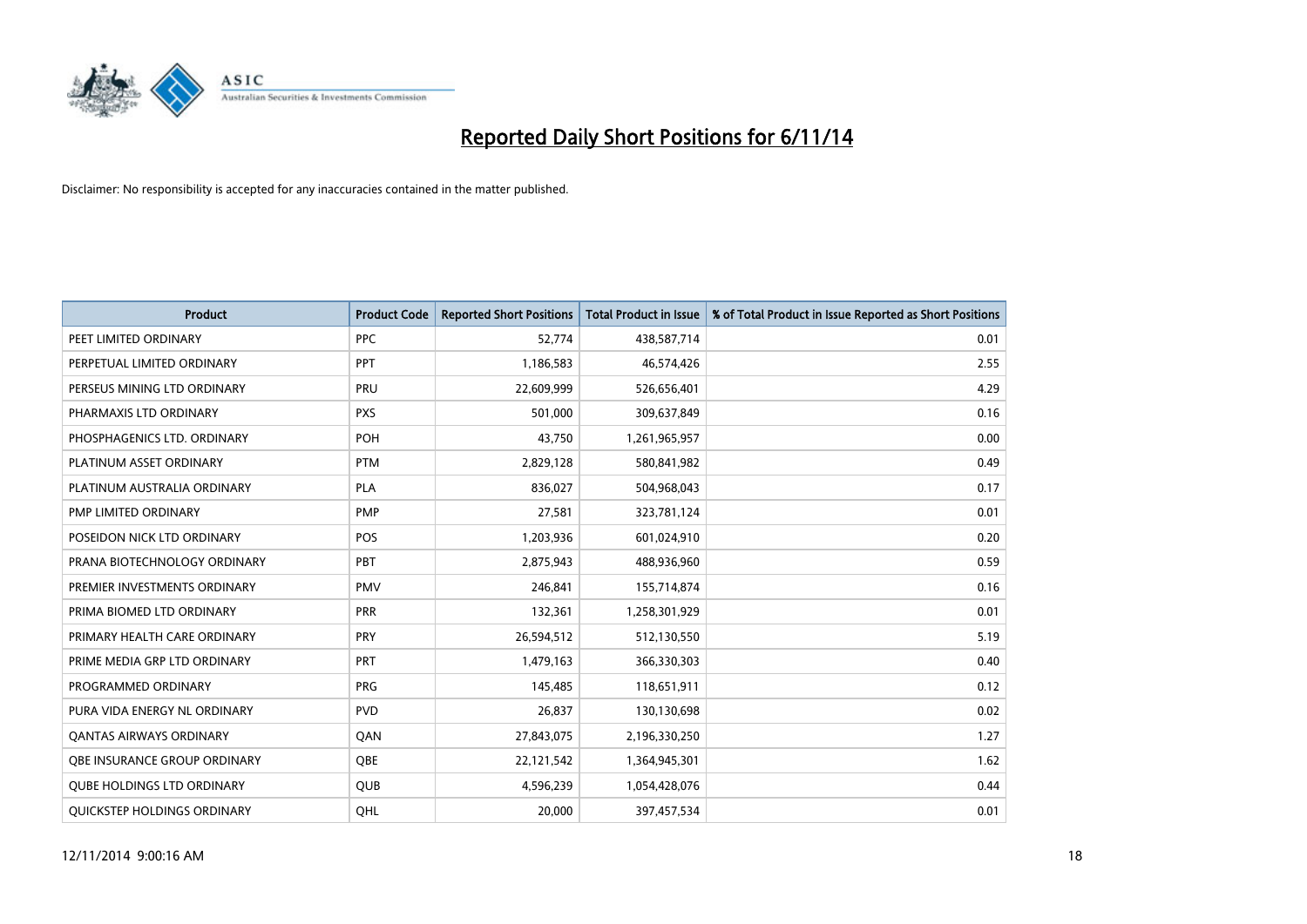# Reported Daily Short Positions for 6/11/14

Disclaimer: No responsibility is accepted for any inaccuracies contained in the matter published.

| Product | Product Code | Reported Short Positions | Total Product in Issue | % of Total Product in Issue Reported as Short Positions |
|---|---|---|---|---|
| PEET LIMITED ORDINARY | PPC | 52,774 | 438,587,714 | 0.01 |
| PERPETUAL LIMITED ORDINARY | PPT | 1,186,583 | 46,574,426 | 2.55 |
| PERSEUS MINING LTD ORDINARY | PRU | 22,609,999 | 526,656,401 | 4.29 |
| PHARMAXIS LTD ORDINARY | PXS | 501,000 | 309,637,849 | 0.16 |
| PHOSPHAGENICS LTD. ORDINARY | POH | 43,750 | 1,261,965,957 | 0.00 |
| PLATINUM ASSET ORDINARY | PTM | 2,829,128 | 580,841,982 | 0.49 |
| PLATINUM AUSTRALIA ORDINARY | PLA | 836,027 | 504,968,043 | 0.17 |
| PMP LIMITED ORDINARY | PMP | 27,581 | 323,781,124 | 0.01 |
| POSEIDON NICK LTD ORDINARY | POS | 1,203,936 | 601,024,910 | 0.20 |
| PRANA BIOTECHNOLOGY ORDINARY | PBT | 2,875,943 | 488,936,960 | 0.59 |
| PREMIER INVESTMENTS ORDINARY | PMV | 246,841 | 155,714,874 | 0.16 |
| PRIMA BIOMED LTD ORDINARY | PRR | 132,361 | 1,258,301,929 | 0.01 |
| PRIMARY HEALTH CARE ORDINARY | PRY | 26,594,512 | 512,130,550 | 5.19 |
| PRIME MEDIA GRP LTD ORDINARY | PRT | 1,479,163 | 366,330,303 | 0.40 |
| PROGRAMMED ORDINARY | PRG | 145,485 | 118,651,911 | 0.12 |
| PURA VIDA ENERGY NL ORDINARY | PVD | 26,837 | 130,130,698 | 0.02 |
| QANTAS AIRWAYS ORDINARY | QAN | 27,843,075 | 2,196,330,250 | 1.27 |
| QBE INSURANCE GROUP ORDINARY | QBE | 22,121,542 | 1,364,945,301 | 1.62 |
| QUBE HOLDINGS LTD ORDINARY | QUB | 4,596,239 | 1,054,428,076 | 0.44 |
| QUICKSTEP HOLDINGS ORDINARY | QHL | 20,000 | 397,457,534 | 0.01 |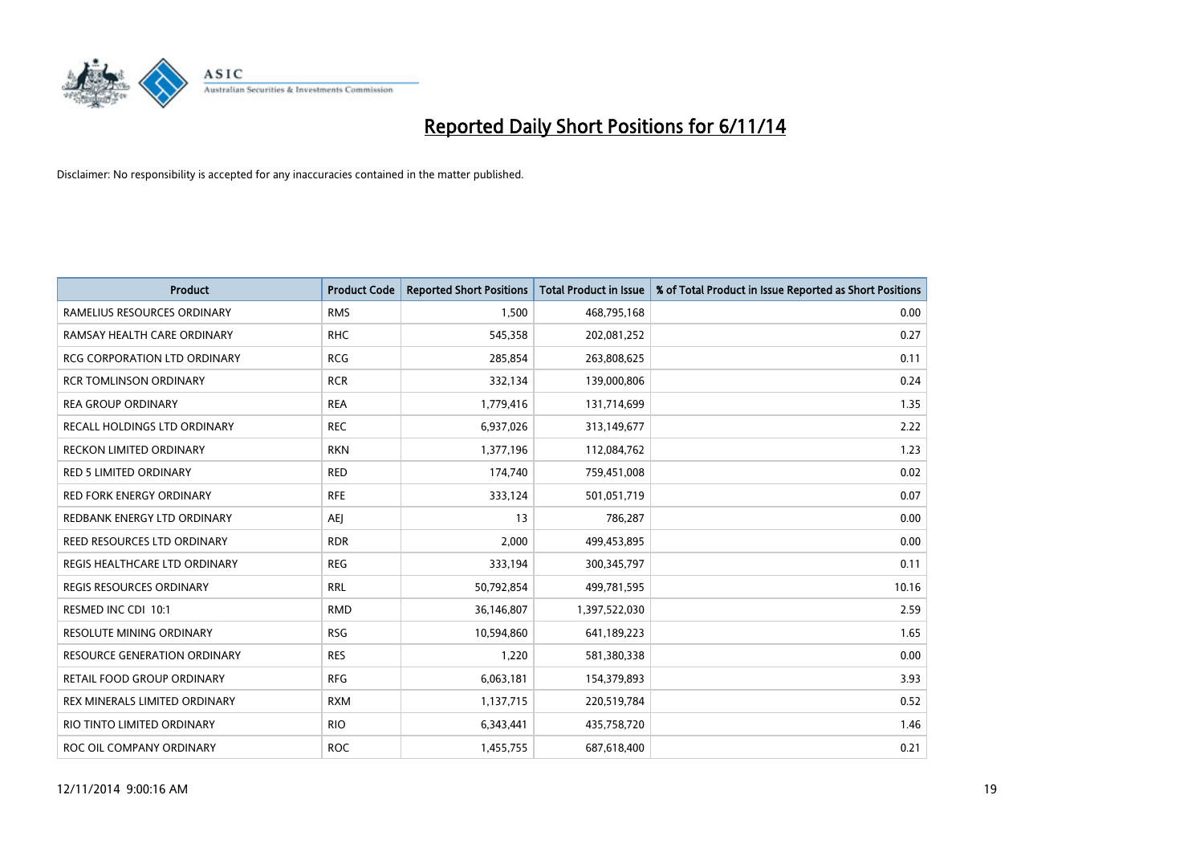# Reported Daily Short Positions for 6/11/14

Disclaimer: No responsibility is accepted for any inaccuracies contained in the matter published.

| Product | Product Code | Reported Short Positions | Total Product in Issue | % of Total Product in Issue Reported as Short Positions |
|---|---|---|---|---|
| RAMELIUS RESOURCES ORDINARY | RMS | 1,500 | 468,795,168 | 0.00 |
| RAMSAY HEALTH CARE ORDINARY | RHC | 545,358 | 202,081,252 | 0.27 |
| RCG CORPORATION LTD ORDINARY | RCG | 285,854 | 263,808,625 | 0.11 |
| RCR TOMLINSON ORDINARY | RCR | 332,134 | 139,000,806 | 0.24 |
| REA GROUP ORDINARY | REA | 1,779,416 | 131,714,699 | 1.35 |
| RECALL HOLDINGS LTD ORDINARY | REC | 6,937,026 | 313,149,677 | 2.22 |
| RECKON LIMITED ORDINARY | RKN | 1,377,196 | 112,084,762 | 1.23 |
| RED 5 LIMITED ORDINARY | RED | 174,740 | 759,451,008 | 0.02 |
| RED FORK ENERGY ORDINARY | RFE | 333,124 | 501,051,719 | 0.07 |
| REDBANK ENERGY LTD ORDINARY | AEJ | 13 | 786,287 | 0.00 |
| REED RESOURCES LTD ORDINARY | RDR | 2,000 | 499,453,895 | 0.00 |
| REGIS HEALTHCARE LTD ORDINARY | REG | 333,194 | 300,345,797 | 0.11 |
| REGIS RESOURCES ORDINARY | RRL | 50,792,854 | 499,781,595 | 10.16 |
| RESMED INC CDI 10:1 | RMD | 36,146,807 | 1,397,522,030 | 2.59 |
| RESOLUTE MINING ORDINARY | RSG | 10,594,860 | 641,189,223 | 1.65 |
| RESOURCE GENERATION ORDINARY | RES | 1,220 | 581,380,338 | 0.00 |
| RETAIL FOOD GROUP ORDINARY | RFG | 6,063,181 | 154,379,893 | 3.93 |
| REX MINERALS LIMITED ORDINARY | RXM | 1,137,715 | 220,519,784 | 0.52 |
| RIO TINTO LIMITED ORDINARY | RIO | 6,343,441 | 435,758,720 | 1.46 |
| ROC OIL COMPANY ORDINARY | ROC | 1,455,755 | 687,618,400 | 0.21 |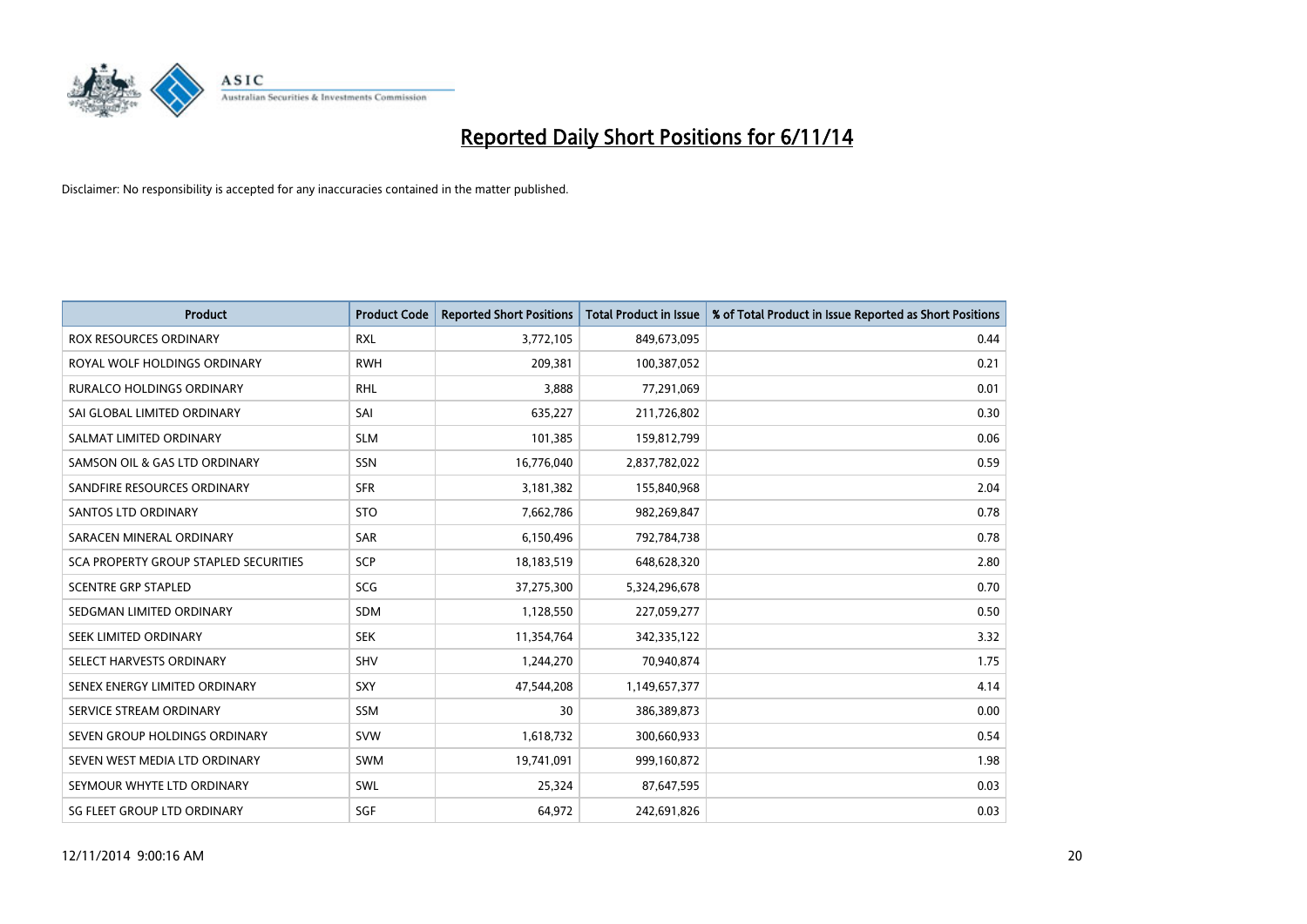# Reported Daily Short Positions for 6/11/14

Disclaimer: No responsibility is accepted for any inaccuracies contained in the matter published.

| Product | Product Code | Reported Short Positions | Total Product in Issue | % of Total Product in Issue Reported as Short Positions |
|---|---|---|---|---|
| ROX RESOURCES ORDINARY | RXL | 3,772,105 | 849,673,095 | 0.44 |
| ROYAL WOLF HOLDINGS ORDINARY | RWH | 209,381 | 100,387,052 | 0.21 |
| RURALCO HOLDINGS ORDINARY | RHL | 3,888 | 77,291,069 | 0.01 |
| SAI GLOBAL LIMITED ORDINARY | SAI | 635,227 | 211,726,802 | 0.30 |
| SALMAT LIMITED ORDINARY | SLM | 101,385 | 159,812,799 | 0.06 |
| SAMSON OIL & GAS LTD ORDINARY | SSN | 16,776,040 | 2,837,782,022 | 0.59 |
| SANDFIRE RESOURCES ORDINARY | SFR | 3,181,382 | 155,840,968 | 2.04 |
| SANTOS LTD ORDINARY | STO | 7,662,786 | 982,269,847 | 0.78 |
| SARACEN MINERAL ORDINARY | SAR | 6,150,496 | 792,784,738 | 0.78 |
| SCA PROPERTY GROUP STAPLED SECURITIES | SCP | 18,183,519 | 648,628,320 | 2.80 |
| SCENTRE GRP STAPLED | SCG | 37,275,300 | 5,324,296,678 | 0.70 |
| SEDGMAN LIMITED ORDINARY | SDM | 1,128,550 | 227,059,277 | 0.50 |
| SEEK LIMITED ORDINARY | SEK | 11,354,764 | 342,335,122 | 3.32 |
| SELECT HARVESTS ORDINARY | SHV | 1,244,270 | 70,940,874 | 1.75 |
| SENEX ENERGY LIMITED ORDINARY | SXY | 47,544,208 | 1,149,657,377 | 4.14 |
| SERVICE STREAM ORDINARY | SSM | 30 | 386,389,873 | 0.00 |
| SEVEN GROUP HOLDINGS ORDINARY | SVW | 1,618,732 | 300,660,933 | 0.54 |
| SEVEN WEST MEDIA LTD ORDINARY | SWM | 19,741,091 | 999,160,872 | 1.98 |
| SEYMOUR WHYTE LTD ORDINARY | SWL | 25,324 | 87,647,595 | 0.03 |
| SG FLEET GROUP LTD ORDINARY | SGF | 64,972 | 242,691,826 | 0.03 |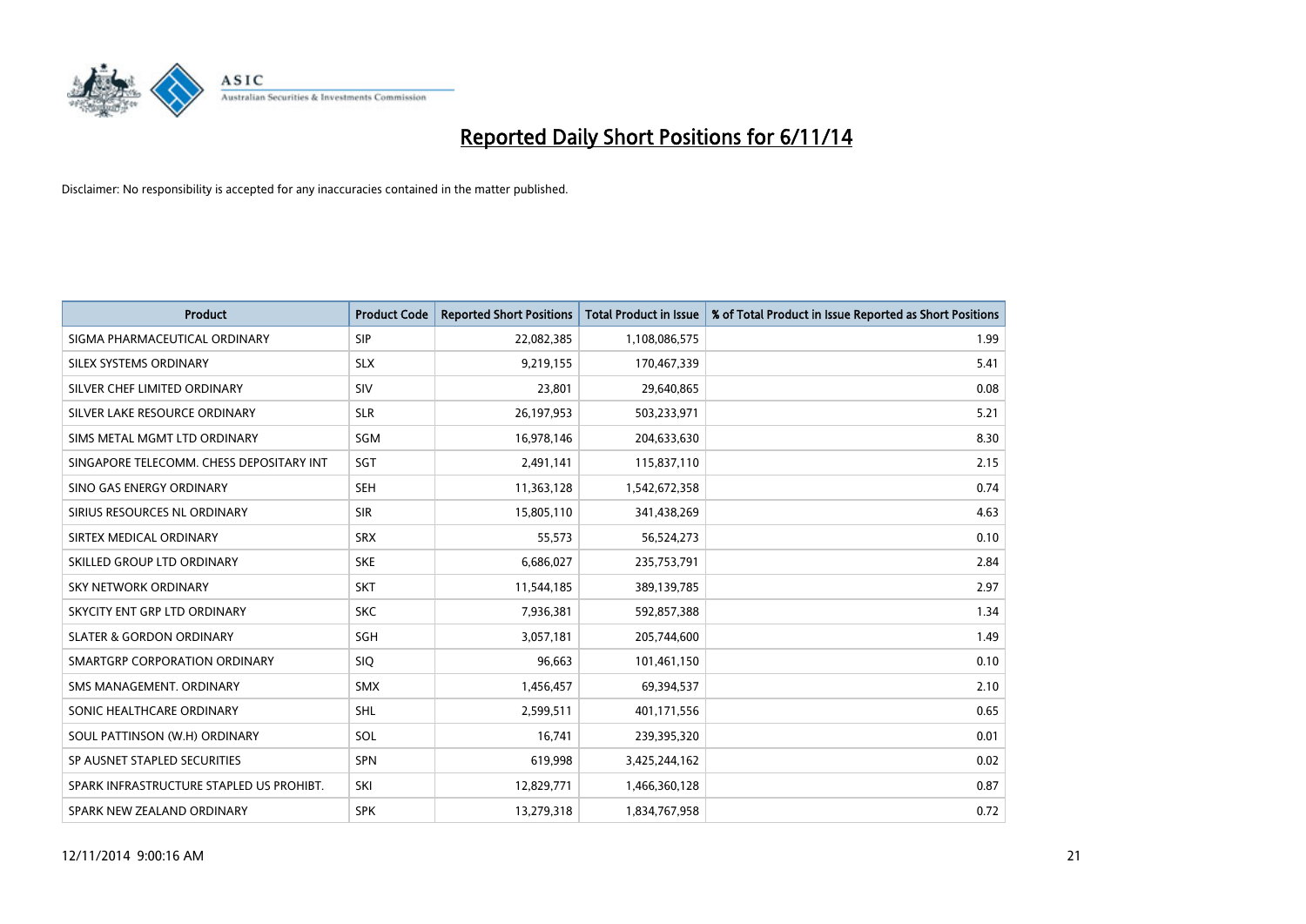# Reported Daily Short Positions for 6/11/14

Disclaimer: No responsibility is accepted for any inaccuracies contained in the matter published.

| Product | Product Code | Reported Short Positions | Total Product in Issue | % of Total Product in Issue Reported as Short Positions |
|---|---|---|---|---|
| SIGMA PHARMACEUTICAL ORDINARY | SIP | 22,082,385 | 1,108,086,575 | 1.99 |
| SILEX SYSTEMS ORDINARY | SLX | 9,219,155 | 170,467,339 | 5.41 |
| SILVER CHEF LIMITED ORDINARY | SIV | 23,801 | 29,640,865 | 0.08 |
| SILVER LAKE RESOURCE ORDINARY | SLR | 26,197,953 | 503,233,971 | 5.21 |
| SIMS METAL MGMT LTD ORDINARY | SGM | 16,978,146 | 204,633,630 | 8.30 |
| SINGAPORE TELECOMM. CHESS DEPOSITARY INT | SGT | 2,491,141 | 115,837,110 | 2.15 |
| SINO GAS ENERGY ORDINARY | SEH | 11,363,128 | 1,542,672,358 | 0.74 |
| SIRIUS RESOURCES NL ORDINARY | SIR | 15,805,110 | 341,438,269 | 4.63 |
| SIRTEX MEDICAL ORDINARY | SRX | 55,573 | 56,524,273 | 0.10 |
| SKILLED GROUP LTD ORDINARY | SKE | 6,686,027 | 235,753,791 | 2.84 |
| SKY NETWORK ORDINARY | SKT | 11,544,185 | 389,139,785 | 2.97 |
| SKYCITY ENT GRP LTD ORDINARY | SKC | 7,936,381 | 592,857,388 | 1.34 |
| SLATER & GORDON ORDINARY | SGH | 3,057,181 | 205,744,600 | 1.49 |
| SMARTGRP CORPORATION ORDINARY | SIQ | 96,663 | 101,461,150 | 0.10 |
| SMS MANAGEMENT. ORDINARY | SMX | 1,456,457 | 69,394,537 | 2.10 |
| SONIC HEALTHCARE ORDINARY | SHL | 2,599,511 | 401,171,556 | 0.65 |
| SOUL PATTINSON (W.H) ORDINARY | SOL | 16,741 | 239,395,320 | 0.01 |
| SP AUSNET STAPLED SECURITIES | SPN | 619,998 | 3,425,244,162 | 0.02 |
| SPARK INFRASTRUCTURE STAPLED US PROHIBT. | SKI | 12,829,771 | 1,466,360,128 | 0.87 |
| SPARK NEW ZEALAND ORDINARY | SPK | 13,279,318 | 1,834,767,958 | 0.72 |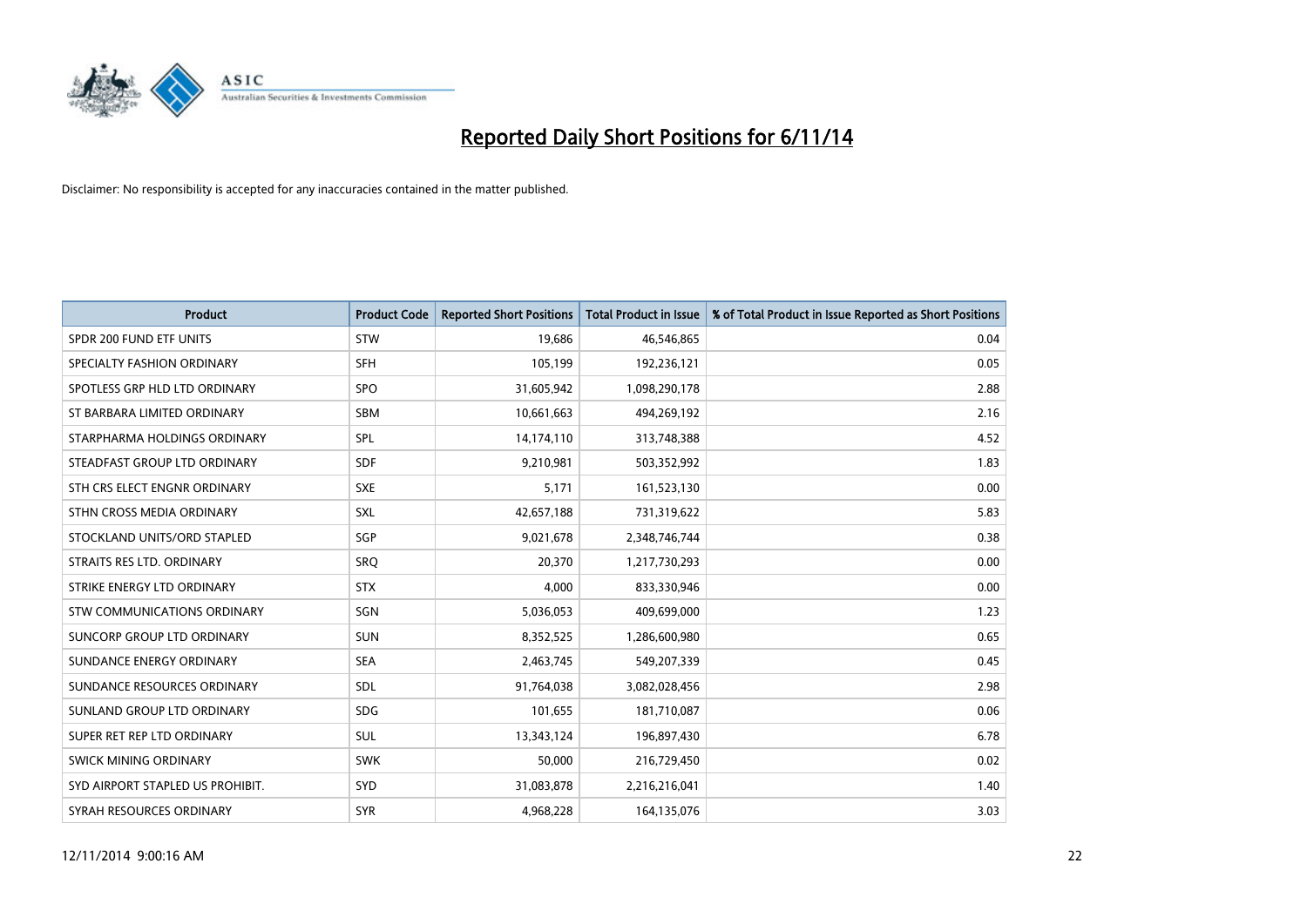# Reported Daily Short Positions for 6/11/14

Disclaimer: No responsibility is accepted for any inaccuracies contained in the matter published.

| Product | Product Code | Reported Short Positions | Total Product in Issue | % of Total Product in Issue Reported as Short Positions |
|---|---|---|---|---|
| SPDR 200 FUND ETF UNITS | STW | 19,686 | 46,546,865 | 0.04 |
| SPECIALTY FASHION ORDINARY | SFH | 105,199 | 192,236,121 | 0.05 |
| SPOTLESS GRP HLD LTD ORDINARY | SPO | 31,605,942 | 1,098,290,178 | 2.88 |
| ST BARBARA LIMITED ORDINARY | SBM | 10,661,663 | 494,269,192 | 2.16 |
| STARPHARMA HOLDINGS ORDINARY | SPL | 14,174,110 | 313,748,388 | 4.52 |
| STEADFAST GROUP LTD ORDINARY | SDF | 9,210,981 | 503,352,992 | 1.83 |
| STH CRS ELECT ENGNR ORDINARY | SXE | 5,171 | 161,523,130 | 0.00 |
| STHN CROSS MEDIA ORDINARY | SXL | 42,657,188 | 731,319,622 | 5.83 |
| STOCKLAND UNITS/ORD STAPLED | SGP | 9,021,678 | 2,348,746,744 | 0.38 |
| STRAITS RES LTD. ORDINARY | SRQ | 20,370 | 1,217,730,293 | 0.00 |
| STRIKE ENERGY LTD ORDINARY | STX | 4,000 | 833,330,946 | 0.00 |
| STW COMMUNICATIONS ORDINARY | SGN | 5,036,053 | 409,699,000 | 1.23 |
| SUNCORP GROUP LTD ORDINARY | SUN | 8,352,525 | 1,286,600,980 | 0.65 |
| SUNDANCE ENERGY ORDINARY | SEA | 2,463,745 | 549,207,339 | 0.45 |
| SUNDANCE RESOURCES ORDINARY | SDL | 91,764,038 | 3,082,028,456 | 2.98 |
| SUNLAND GROUP LTD ORDINARY | SDG | 101,655 | 181,710,087 | 0.06 |
| SUPER RET REP LTD ORDINARY | SUL | 13,343,124 | 196,897,430 | 6.78 |
| SWICK MINING ORDINARY | SWK | 50,000 | 216,729,450 | 0.02 |
| SYD AIRPORT STAPLED US PROHIBIT. | SYD | 31,083,878 | 2,216,216,041 | 1.40 |
| SYRAH RESOURCES ORDINARY | SYR | 4,968,228 | 164,135,076 | 3.03 |

12/11/2014 9:00:16 AM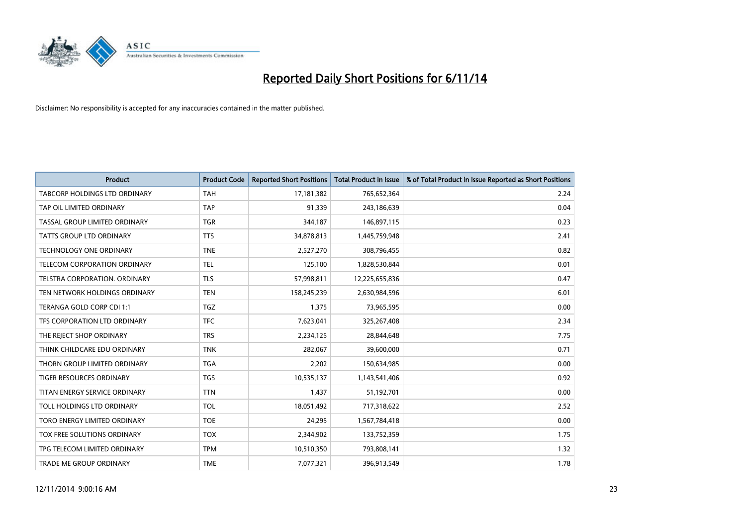# Reported Daily Short Positions for 6/11/14

Disclaimer: No responsibility is accepted for any inaccuracies contained in the matter published.

| Product | Product Code | Reported Short Positions | Total Product in Issue | % of Total Product in Issue Reported as Short Positions |
|---|---|---|---|---|
| TABCORP HOLDINGS LTD ORDINARY | TAH | 17,181,382 | 765,652,364 | 2.24 |
| TAP OIL LIMITED ORDINARY | TAP | 91,339 | 243,186,639 | 0.04 |
| TASSAL GROUP LIMITED ORDINARY | TGR | 344,187 | 146,897,115 | 0.23 |
| TATTS GROUP LTD ORDINARY | TTS | 34,878,813 | 1,445,759,948 | 2.41 |
| TECHNOLOGY ONE ORDINARY | TNE | 2,527,270 | 308,796,455 | 0.82 |
| TELECOM CORPORATION ORDINARY | TEL | 125,100 | 1,828,530,844 | 0.01 |
| TELSTRA CORPORATION. ORDINARY | TLS | 57,998,811 | 12,225,655,836 | 0.47 |
| TEN NETWORK HOLDINGS ORDINARY | TEN | 158,245,239 | 2,630,984,596 | 6.01 |
| TERANGA GOLD CORP CDI 1:1 | TGZ | 1,375 | 73,965,595 | 0.00 |
| TFS CORPORATION LTD ORDINARY | TFC | 7,623,041 | 325,267,408 | 2.34 |
| THE REJECT SHOP ORDINARY | TRS | 2,234,125 | 28,844,648 | 7.75 |
| THINK CHILDCARE EDU ORDINARY | TNK | 282,067 | 39,600,000 | 0.71 |
| THORN GROUP LIMITED ORDINARY | TGA | 2,202 | 150,634,985 | 0.00 |
| TIGER RESOURCES ORDINARY | TGS | 10,535,137 | 1,143,541,406 | 0.92 |
| TITAN ENERGY SERVICE ORDINARY | TTN | 1,437 | 51,192,701 | 0.00 |
| TOLL HOLDINGS LTD ORDINARY | TOL | 18,051,492 | 717,318,622 | 2.52 |
| TORO ENERGY LIMITED ORDINARY | TOE | 24,295 | 1,567,784,418 | 0.00 |
| TOX FREE SOLUTIONS ORDINARY | TOX | 2,344,902 | 133,752,359 | 1.75 |
| TPG TELECOM LIMITED ORDINARY | TPM | 10,510,350 | 793,808,141 | 1.32 |
| TRADE ME GROUP ORDINARY | TME | 7,077,321 | 396,913,549 | 1.78 |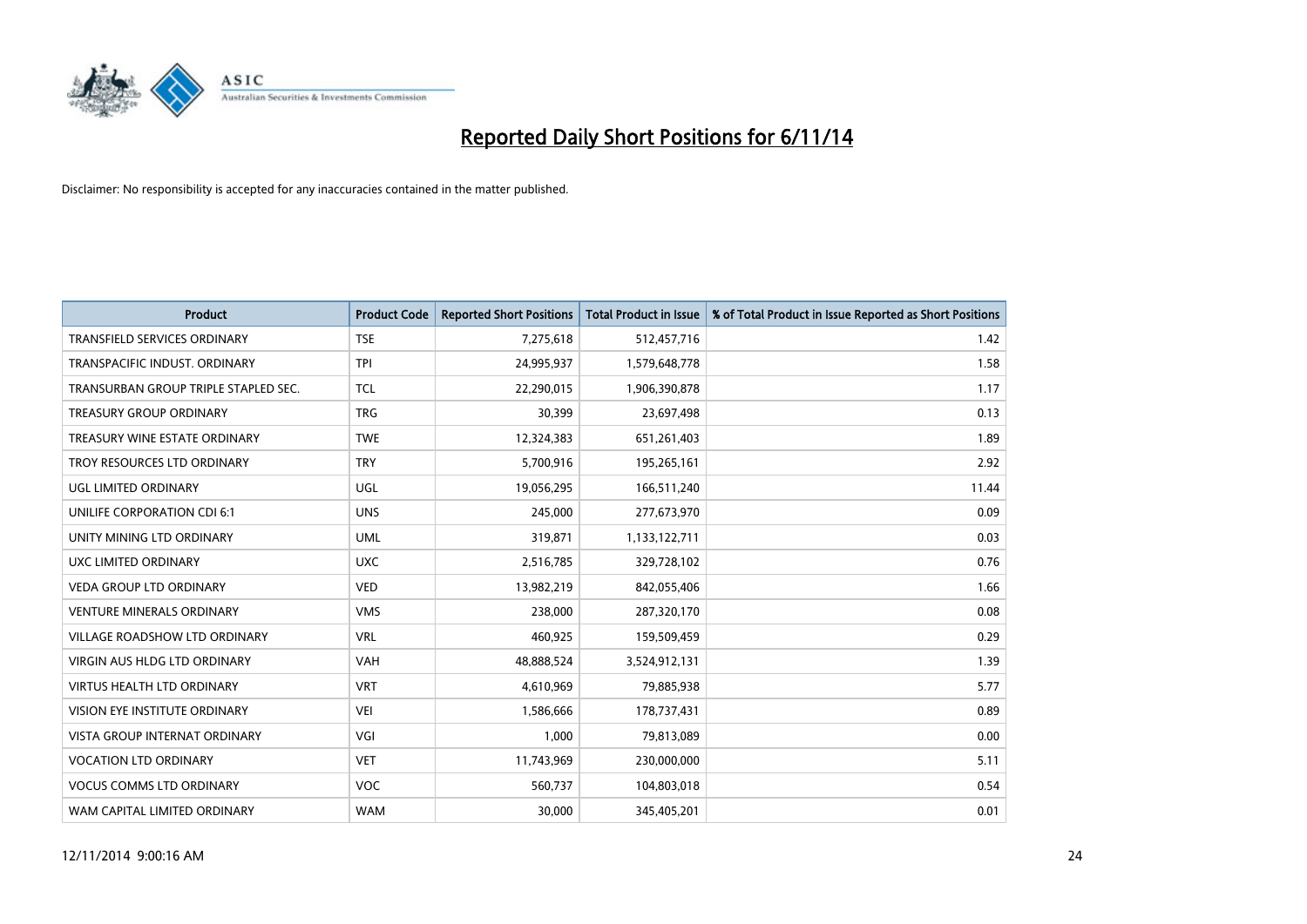# Reported Daily Short Positions for 6/11/14

Disclaimer: No responsibility is accepted for any inaccuracies contained in the matter published.

| Product | Product Code | Reported Short Positions | Total Product in Issue | % of Total Product in Issue Reported as Short Positions |
|---|---|---|---|---|
| TRANSFIELD SERVICES ORDINARY | TSE | 7,275,618 | 512,457,716 | 1.42 |
| TRANSPACIFIC INDUST. ORDINARY | TPI | 24,995,937 | 1,579,648,778 | 1.58 |
| TRANSURBAN GROUP TRIPLE STAPLED SEC. | TCL | 22,290,015 | 1,906,390,878 | 1.17 |
| TREASURY GROUP ORDINARY | TRG | 30,399 | 23,697,498 | 0.13 |
| TREASURY WINE ESTATE ORDINARY | TWE | 12,324,383 | 651,261,403 | 1.89 |
| TROY RESOURCES LTD ORDINARY | TRY | 5,700,916 | 195,265,161 | 2.92 |
| UGL LIMITED ORDINARY | UGL | 19,056,295 | 166,511,240 | 11.44 |
| UNILIFE CORPORATION CDI 6:1 | UNS | 245,000 | 277,673,970 | 0.09 |
| UNITY MINING LTD ORDINARY | UML | 319,871 | 1,133,122,711 | 0.03 |
| UXC LIMITED ORDINARY | UXC | 2,516,785 | 329,728,102 | 0.76 |
| VEDA GROUP LTD ORDINARY | VED | 13,982,219 | 842,055,406 | 1.66 |
| VENTURE MINERALS ORDINARY | VMS | 238,000 | 287,320,170 | 0.08 |
| VILLAGE ROADSHOW LTD ORDINARY | VRL | 460,925 | 159,509,459 | 0.29 |
| VIRGIN AUS HLDG LTD ORDINARY | VAH | 48,888,524 | 3,524,912,131 | 1.39 |
| VIRTUS HEALTH LTD ORDINARY | VRT | 4,610,969 | 79,885,938 | 5.77 |
| VISION EYE INSTITUTE ORDINARY | VEI | 1,586,666 | 178,737,431 | 0.89 |
| VISTA GROUP INTERNAT ORDINARY | VGI | 1,000 | 79,813,089 | 0.00 |
| VOCATION LTD ORDINARY | VET | 11,743,969 | 230,000,000 | 5.11 |
| VOCUS COMMS LTD ORDINARY | VOC | 560,737 | 104,803,018 | 0.54 |
| WAM CAPITAL LIMITED ORDINARY | WAM | 30,000 | 345,405,201 | 0.01 |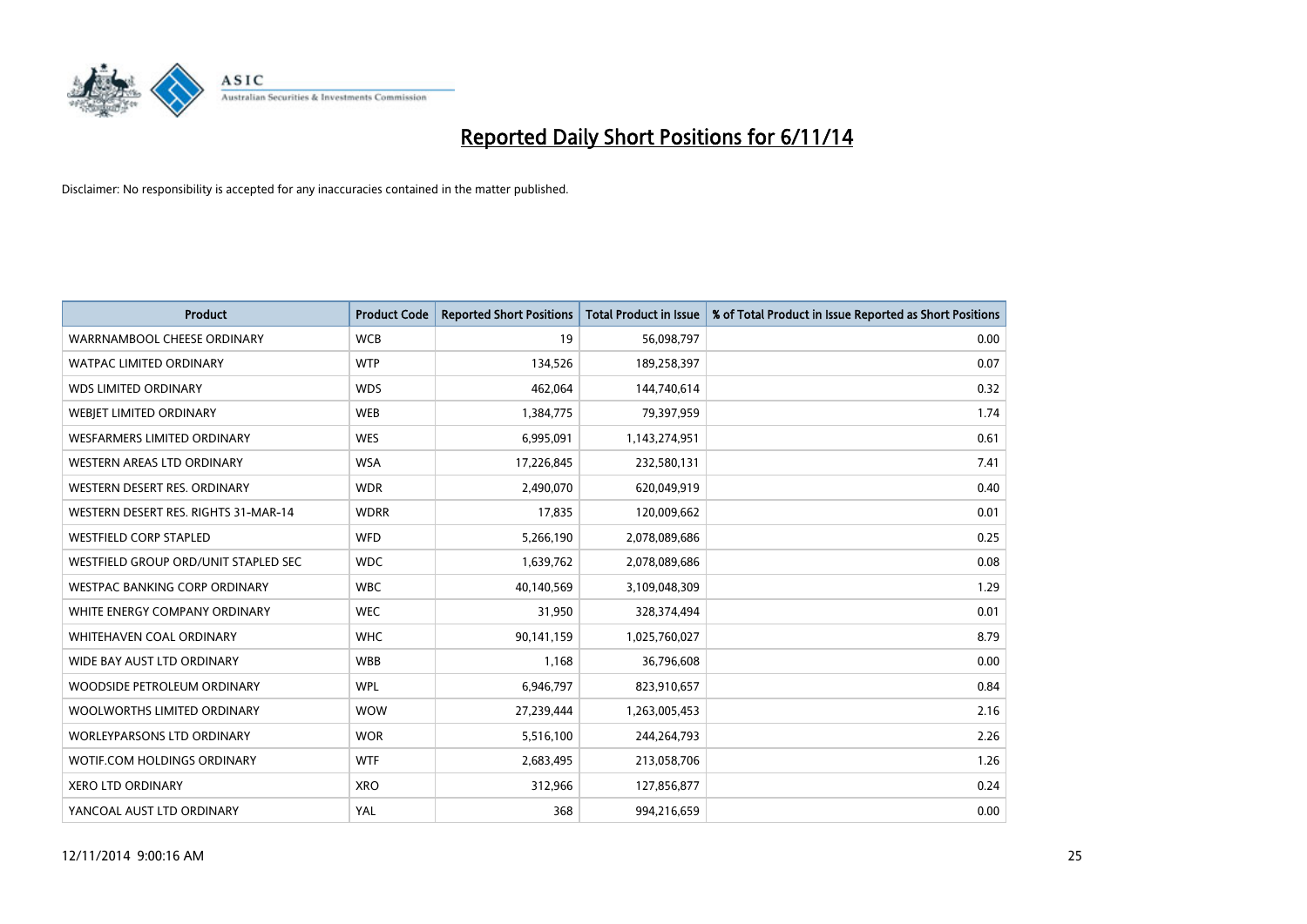# Reported Daily Short Positions for 6/11/14

Disclaimer: No responsibility is accepted for any inaccuracies contained in the matter published.

| Product | Product Code | Reported Short Positions | Total Product in Issue | % of Total Product in Issue Reported as Short Positions |
|---|---|---|---|---|
| WARRNAMBOOL CHEESE ORDINARY | WCB | 19 | 56,098,797 | 0.00 |
| WATPAC LIMITED ORDINARY | WTP | 134,526 | 189,258,397 | 0.07 |
| WDS LIMITED ORDINARY | WDS | 462,064 | 144,740,614 | 0.32 |
| WEBJET LIMITED ORDINARY | WEB | 1,384,775 | 79,397,959 | 1.74 |
| WESFARMERS LIMITED ORDINARY | WES | 6,995,091 | 1,143,274,951 | 0.61 |
| WESTERN AREAS LTD ORDINARY | WSA | 17,226,845 | 232,580,131 | 7.41 |
| WESTERN DESERT RES. ORDINARY | WDR | 2,490,070 | 620,049,919 | 0.40 |
| WESTERN DESERT RES. RIGHTS 31-MAR-14 | WDRR | 17,835 | 120,009,662 | 0.01 |
| WESTFIELD CORP STAPLED | WFD | 5,266,190 | 2,078,089,686 | 0.25 |
| WESTFIELD GROUP ORD/UNIT STAPLED SEC | WDC | 1,639,762 | 2,078,089,686 | 0.08 |
| WESTPAC BANKING CORP ORDINARY | WBC | 40,140,569 | 3,109,048,309 | 1.29 |
| WHITE ENERGY COMPANY ORDINARY | WEC | 31,950 | 328,374,494 | 0.01 |
| WHITEHAVEN COAL ORDINARY | WHC | 90,141,159 | 1,025,760,027 | 8.79 |
| WIDE BAY AUST LTD ORDINARY | WBB | 1,168 | 36,796,608 | 0.00 |
| WOODSIDE PETROLEUM ORDINARY | WPL | 6,946,797 | 823,910,657 | 0.84 |
| WOOLWORTHS LIMITED ORDINARY | WOW | 27,239,444 | 1,263,005,453 | 2.16 |
| WORLEYPARSONS LTD ORDINARY | WOR | 5,516,100 | 244,264,793 | 2.26 |
| WOTIF.COM HOLDINGS ORDINARY | WTF | 2,683,495 | 213,058,706 | 1.26 |
| XERO LTD ORDINARY | XRO | 312,966 | 127,856,877 | 0.24 |
| YANCOAL AUST LTD ORDINARY | YAL | 368 | 994,216,659 | 0.00 |

12/11/2014 9:00:16 AM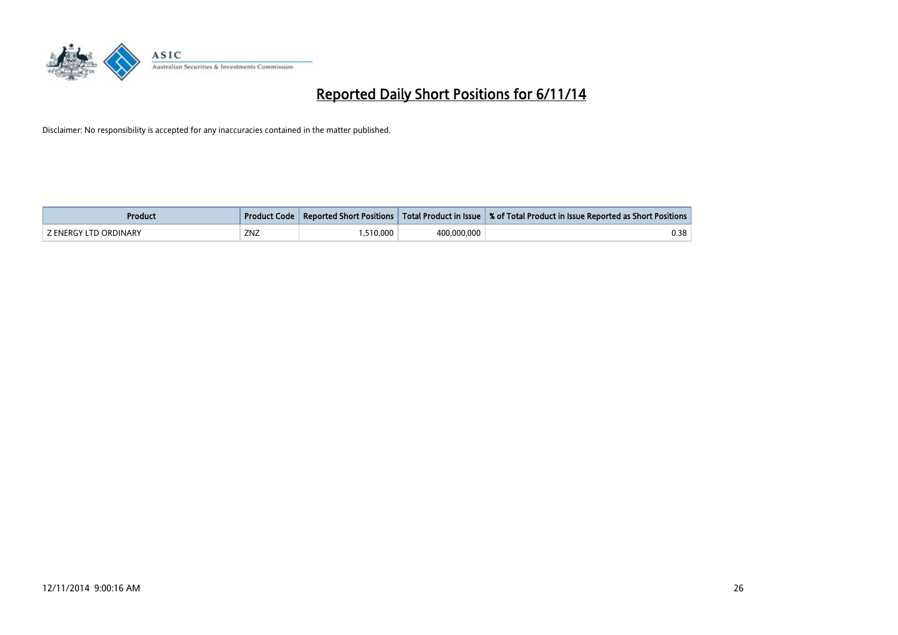# Reported Daily Short Positions for 6/11/14

Disclaimer: No responsibility is accepted for any inaccuracies contained in the matter published.

| Product | Product Code | Reported Short Positions | Total Product in Issue | % of Total Product in Issue Reported as Short Positions |
|---|---|---|---|---|
| Z ENERGY LTD ORDINARY | ZNZ | 1,510,000 | 400,000,000 | 0.38 |

12/11/2014 9:00:16 AM